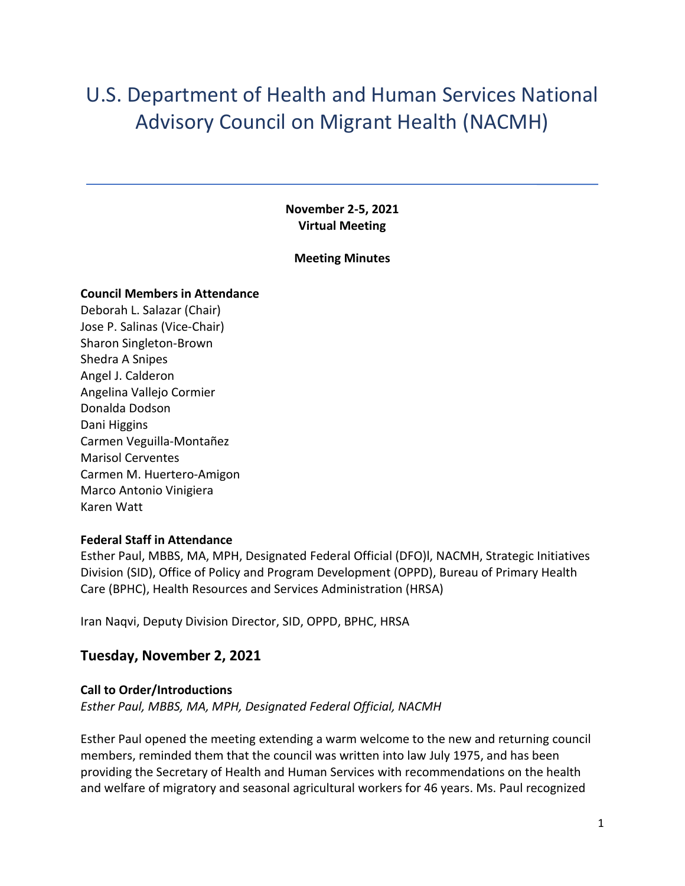# U.S. Department of Health and Human Services National Advisory Council on Migrant Health (NACMH)

---

**November 2-5, 2021**
**Virtual Meeting**

**Meeting Minutes**

**Council Members in Attendance**
Deborah L. Salazar (Chair)
Jose P. Salinas (Vice-Chair)
Sharon Singleton-Brown
Shedra A Snipes
Angel J. Calderon
Angelina Vallejo Cormier
Donalda Dodson
Dani Higgins
Carmen Veguilla-Montañez
Marisol Cervantes
Carmen M. Huertero-Amigon
Marco Antonio Vinigiera
Karen Watt

**Federal Staff in Attendance**
Esther Paul, MBBS, MA, MPH, Designated Federal Official (DFO)l, NACMH, Strategic Initiatives Division (SID), Office of Policy and Program Development (OPPD), Bureau of Primary Health Care (BPHC), Health Resources and Services Administration (HRSA)

Iran Naqvi, Deputy Division Director, SID, OPPD, BPHC, HRSA

## Tuesday, November 2, 2021

**Call to Order/Introductions**
*Esther Paul, MBBS, MA, MPH, Designated Federal Official, NACMH*

Esther Paul opened the meeting extending a warm welcome to the new and returning council members, reminded them that the council was written into law July 1975, and has been providing the Secretary of Health and Human Services with recommendations on the health and welfare of migratory and seasonal agricultural workers for 46 years. Ms. Paul recognized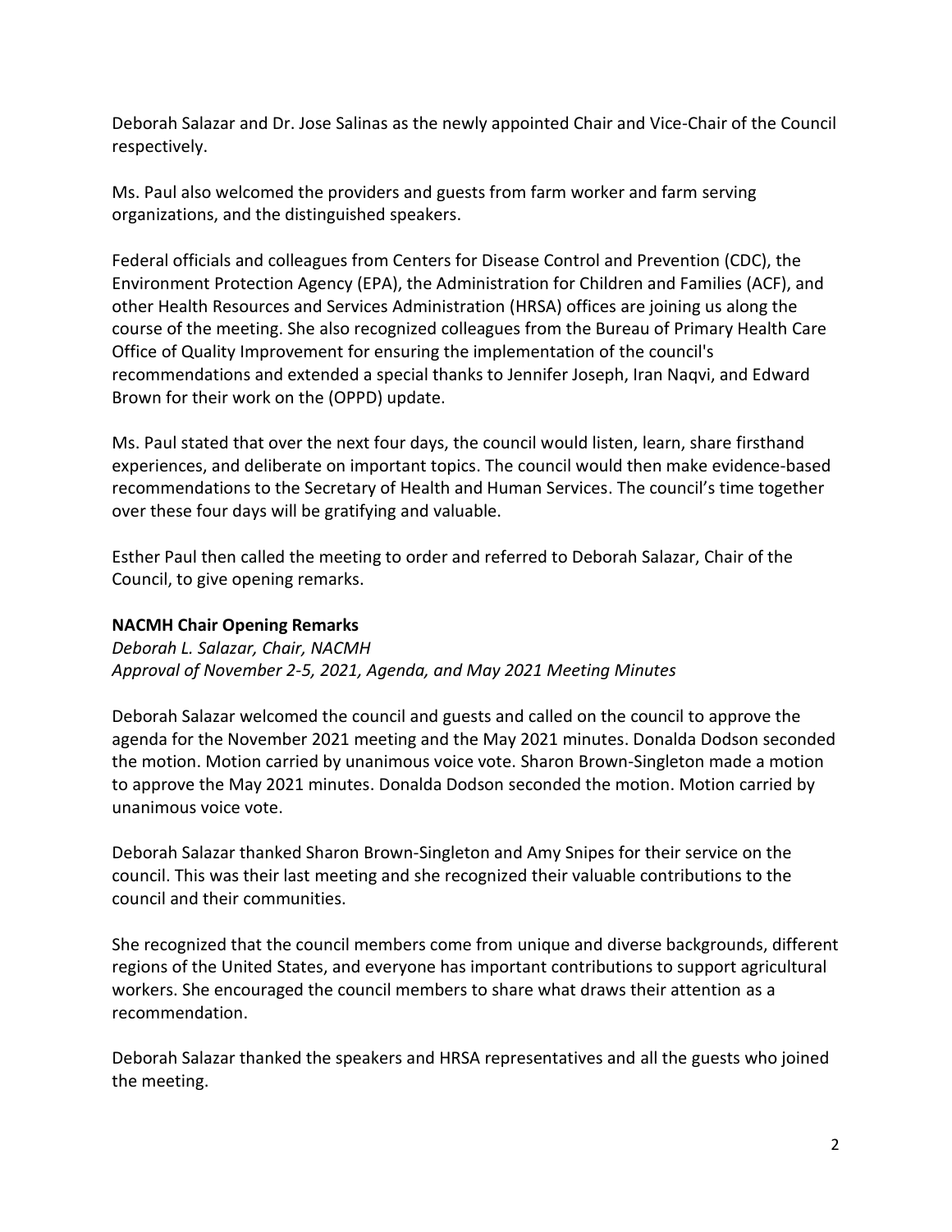Deborah Salazar and Dr. Jose Salinas as the newly appointed Chair and Vice-Chair of the Council respectively.

Ms. Paul also welcomed the providers and guests from farm worker and farm serving organizations, and the distinguished speakers.

Federal officials and colleagues from Centers for Disease Control and Prevention (CDC), the Environment Protection Agency (EPA), the Administration for Children and Families (ACF), and other Health Resources and Services Administration (HRSA) offices are joining us along the course of the meeting. She also recognized colleagues from the Bureau of Primary Health Care Office of Quality Improvement for ensuring the implementation of the council's recommendations and extended a special thanks to Jennifer Joseph, Iran Naqvi, and Edward Brown for their work on the (OPPD) update.

Ms. Paul stated that over the next four days, the council would listen, learn, share firsthand experiences, and deliberate on important topics. The council would then make evidence-based recommendations to the Secretary of Health and Human Services. The council's time together over these four days will be gratifying and valuable.

Esther Paul then called the meeting to order and referred to Deborah Salazar, Chair of the Council, to give opening remarks.

**NACMH Chair Opening Remarks**

*Deborah L. Salazar, Chair, NACMH*
*Approval of November 2-5, 2021, Agenda, and May 2021 Meeting Minutes*

Deborah Salazar welcomed the council and guests and called on the council to approve the agenda for the November 2021 meeting and the May 2021 minutes. Donalda Dodson seconded the motion. Motion carried by unanimous voice vote. Sharon Brown-Singleton made a motion to approve the May 2021 minutes. Donalda Dodson seconded the motion. Motion carried by unanimous voice vote.

Deborah Salazar thanked Sharon Brown-Singleton and Amy Snipes for their service on the council. This was their last meeting and she recognized their valuable contributions to the council and their communities.

She recognized that the council members come from unique and diverse backgrounds, different regions of the United States, and everyone has important contributions to support agricultural workers. She encouraged the council members to share what draws their attention as a recommendation.

Deborah Salazar thanked the speakers and HRSA representatives and all the guests who joined the meeting.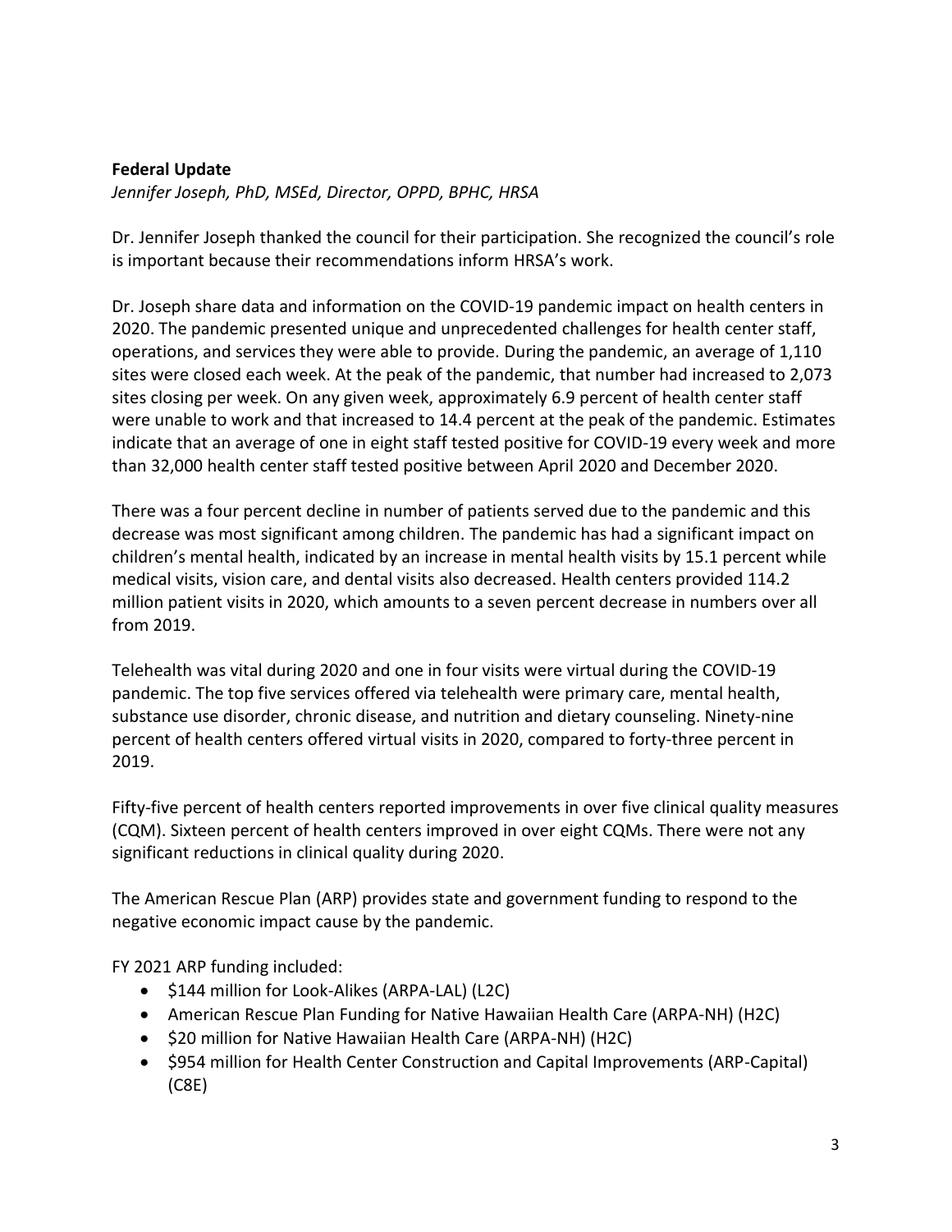**Federal Update**

*Jennifer Joseph, PhD, MSEd, Director, OPPD, BPHC, HRSA*

Dr. Jennifer Joseph thanked the council for their participation. She recognized the council's role is important because their recommendations inform HRSA's work.

Dr. Joseph share data and information on the COVID-19 pandemic impact on health centers in 2020. The pandemic presented unique and unprecedented challenges for health center staff, operations, and services they were able to provide. During the pandemic, an average of 1,110 sites were closed each week. At the peak of the pandemic, that number had increased to 2,073 sites closing per week. On any given week, approximately 6.9 percent of health center staff were unable to work and that increased to 14.4 percent at the peak of the pandemic. Estimates indicate that an average of one in eight staff tested positive for COVID-19 every week and more than 32,000 health center staff tested positive between April 2020 and December 2020.

There was a four percent decline in number of patients served due to the pandemic and this decrease was most significant among children. The pandemic has had a significant impact on children's mental health, indicated by an increase in mental health visits by 15.1 percent while medical visits, vision care, and dental visits also decreased. Health centers provided 114.2 million patient visits in 2020, which amounts to a seven percent decrease in numbers over all from 2019.

Telehealth was vital during 2020 and one in four visits were virtual during the COVID-19 pandemic. The top five services offered via telehealth were primary care, mental health, substance use disorder, chronic disease, and nutrition and dietary counseling. Ninety-nine percent of health centers offered virtual visits in 2020, compared to forty-three percent in 2019.

Fifty-five percent of health centers reported improvements in over five clinical quality measures (CQM). Sixteen percent of health centers improved in over eight CQMs. There were not any significant reductions in clinical quality during 2020.

The American Rescue Plan (ARP) provides state and government funding to respond to the negative economic impact cause by the pandemic.

FY 2021 ARP funding included:

- $144 million for Look-Alikes (ARPA-LAL) (L2C)
- American Rescue Plan Funding for Native Hawaiian Health Care (ARPA-NH) (H2C)
- $20 million for Native Hawaiian Health Care (ARPA-NH) (H2C)
- $954 million for Health Center Construction and Capital Improvements (ARP-Capital) (C8E)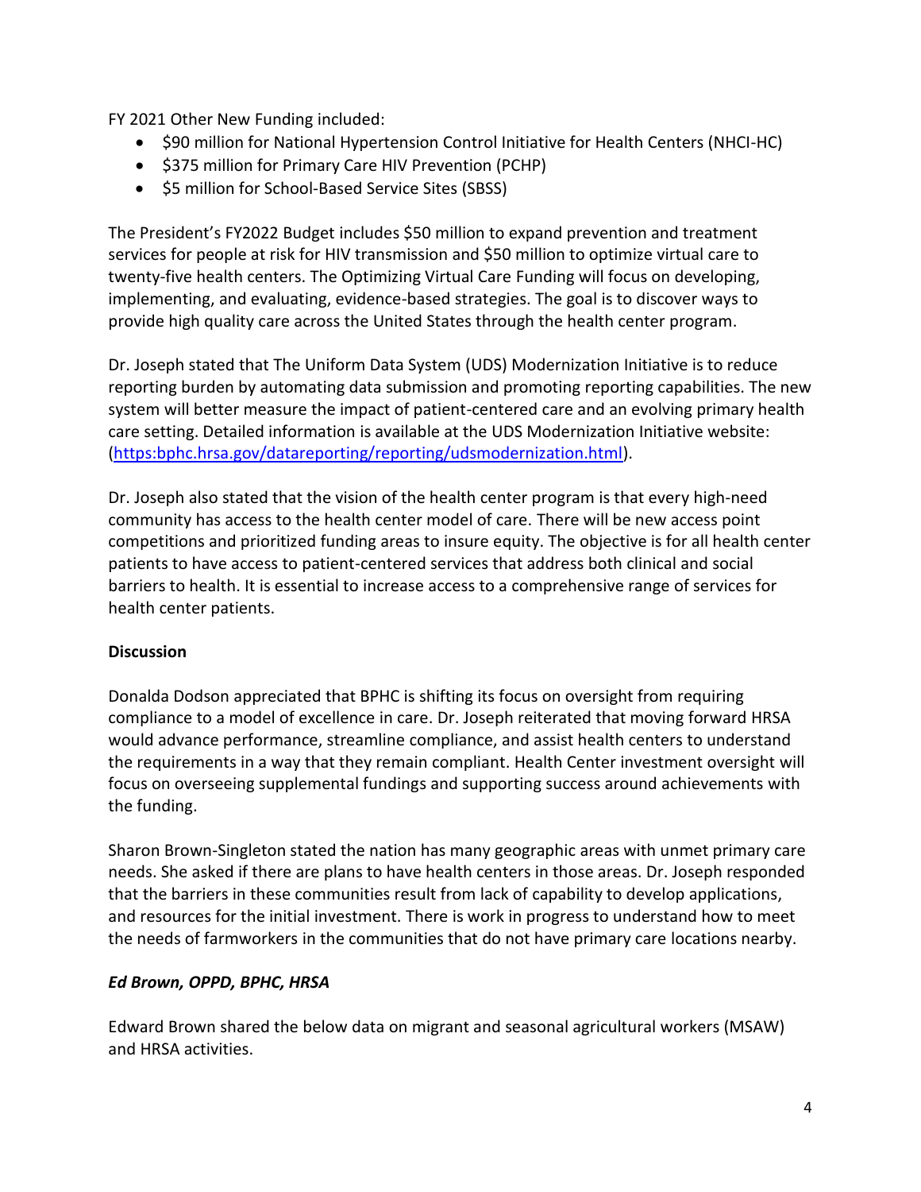FY 2021 Other New Funding included:

- $90 million for National Hypertension Control Initiative for Health Centers (NHCI-HC)
- $375 million for Primary Care HIV Prevention (PCHP)
- $5 million for School-Based Service Sites (SBSS)

The President's FY2022 Budget includes $50 million to expand prevention and treatment services for people at risk for HIV transmission and $50 million to optimize virtual care to twenty-five health centers. The Optimizing Virtual Care Funding will focus on developing, implementing, and evaluating, evidence-based strategies. The goal is to discover ways to provide high quality care across the United States through the health center program.

Dr. Joseph stated that The Uniform Data System (UDS) Modernization Initiative is to reduce reporting burden by automating data submission and promoting reporting capabilities. The new system will better measure the impact of patient-centered care and an evolving primary health care setting. Detailed information is available at the UDS Modernization Initiative website: (https:bphc.hrsa.gov/datareporting/reporting/udsmodernization.html).

Dr. Joseph also stated that the vision of the health center program is that every high-need community has access to the health center model of care. There will be new access point competitions and prioritized funding areas to insure equity. The objective is for all health center patients to have access to patient-centered services that address both clinical and social barriers to health. It is essential to increase access to a comprehensive range of services for health center patients.

**Discussion**

Donalda Dodson appreciated that BPHC is shifting its focus on oversight from requiring compliance to a model of excellence in care. Dr. Joseph reiterated that moving forward HRSA would advance performance, streamline compliance, and assist health centers to understand the requirements in a way that they remain compliant. Health Center investment oversight will focus on overseeing supplemental fundings and supporting success around achievements with the funding.

Sharon Brown-Singleton stated the nation has many geographic areas with unmet primary care needs. She asked if there are plans to have health centers in those areas. Dr. Joseph responded that the barriers in these communities result from lack of capability to develop applications, and resources for the initial investment. There is work in progress to understand how to meet the needs of farmworkers in the communities that do not have primary care locations nearby.

***Ed Brown, OPPD, BPHC, HRSA***

Edward Brown shared the below data on migrant and seasonal agricultural workers (MSAW) and HRSA activities.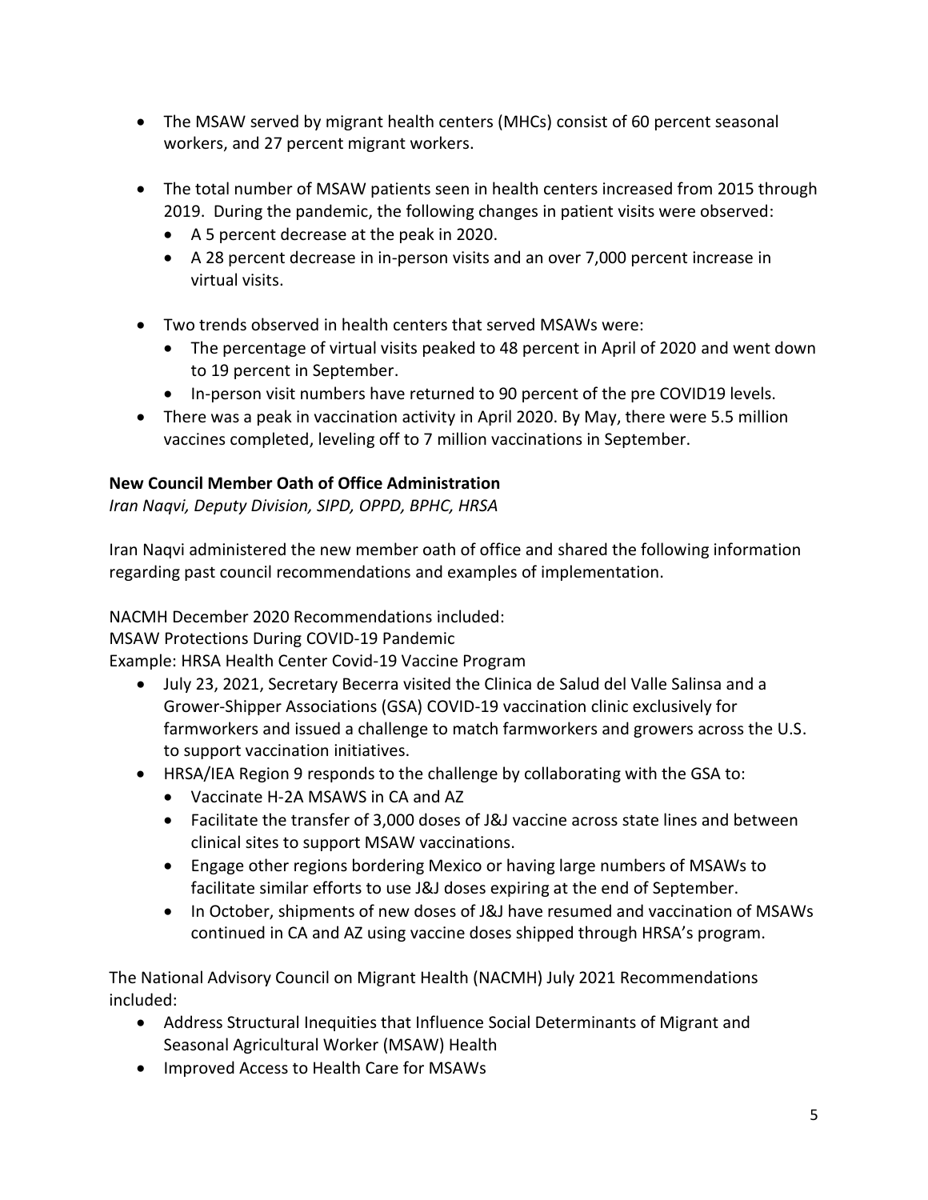- The MSAW served by migrant health centers (MHCs) consist of 60 percent seasonal workers, and 27 percent migrant workers.

- The total number of MSAW patients seen in health centers increased from 2015 through 2019. During the pandemic, the following changes in patient visits were observed:
  - A 5 percent decrease at the peak in 2020.
  - A 28 percent decrease in in-person visits and an over 7,000 percent increase in virtual visits.

- Two trends observed in health centers that served MSAWs were:
  - The percentage of virtual visits peaked to 48 percent in April of 2020 and went down to 19 percent in September.
  - In-person visit numbers have returned to 90 percent of the pre COVID19 levels.
- There was a peak in vaccination activity in April 2020. By May, there were 5.5 million vaccines completed, leveling off to 7 million vaccinations in September.

**New Council Member Oath of Office Administration**

*Iran Naqvi, Deputy Division, SIPD, OPPD, BPHC, HRSA*

Iran Naqvi administered the new member oath of office and shared the following information regarding past council recommendations and examples of implementation.

NACMH December 2020 Recommendations included:
MSAW Protections During COVID-19 Pandemic
Example: HRSA Health Center Covid-19 Vaccine Program

- July 23, 2021, Secretary Becerra visited the Clinica de Salud del Valle Salinsa and a Grower-Shipper Associations (GSA) COVID-19 vaccination clinic exclusively for farmworkers and issued a challenge to match farmworkers and growers across the U.S. to support vaccination initiatives.
- HRSA/IEA Region 9 responds to the challenge by collaborating with the GSA to:
  - Vaccinate H-2A MSAWS in CA and AZ
  - Facilitate the transfer of 3,000 doses of J&J vaccine across state lines and between clinical sites to support MSAW vaccinations.
  - Engage other regions bordering Mexico or having large numbers of MSAWs to facilitate similar efforts to use J&J doses expiring at the end of September.
  - In October, shipments of new doses of J&J have resumed and vaccination of MSAWs continued in CA and AZ using vaccine doses shipped through HRSA's program.

The National Advisory Council on Migrant Health (NACMH) July 2021 Recommendations included:

- Address Structural Inequities that Influence Social Determinants of Migrant and Seasonal Agricultural Worker (MSAW) Health
- Improved Access to Health Care for MSAWs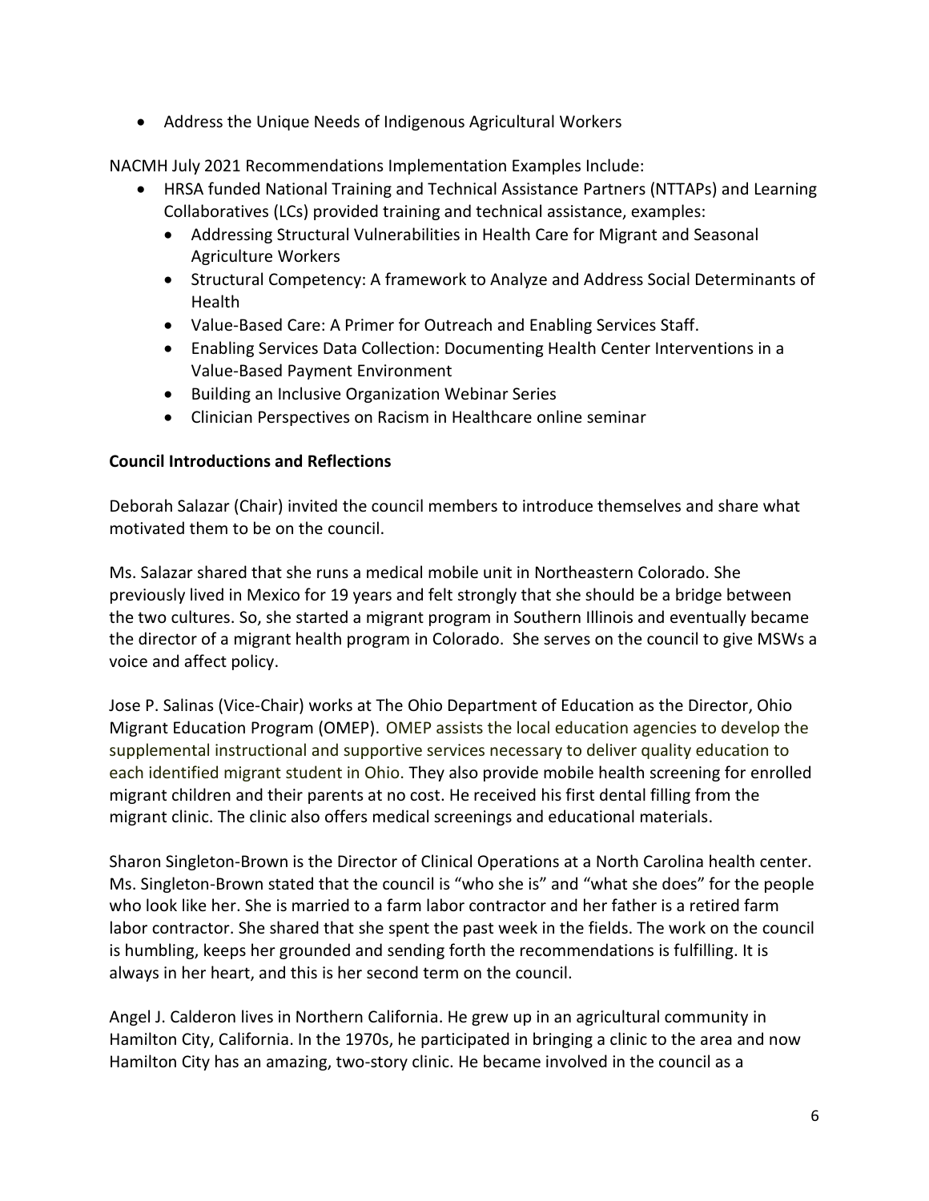- Address the Unique Needs of Indigenous Agricultural Workers

NACMH July 2021 Recommendations Implementation Examples Include:

- HRSA funded National Training and Technical Assistance Partners (NTTAPs) and Learning Collaboratives (LCs) provided training and technical assistance, examples:
  - Addressing Structural Vulnerabilities in Health Care for Migrant and Seasonal Agriculture Workers
  - Structural Competency: A framework to Analyze and Address Social Determinants of Health
  - Value-Based Care: A Primer for Outreach and Enabling Services Staff.
  - Enabling Services Data Collection: Documenting Health Center Interventions in a Value-Based Payment Environment
  - Building an Inclusive Organization Webinar Series
  - Clinician Perspectives on Racism in Healthcare online seminar

**Council Introductions and Reflections**

Deborah Salazar (Chair) invited the council members to introduce themselves and share what motivated them to be on the council.

Ms. Salazar shared that she runs a medical mobile unit in Northeastern Colorado. She previously lived in Mexico for 19 years and felt strongly that she should be a bridge between the two cultures. So, she started a migrant program in Southern Illinois and eventually became the director of a migrant health program in Colorado. She serves on the council to give MSWs a voice and affect policy.

Jose P. Salinas (Vice-Chair) works at The Ohio Department of Education as the Director, Ohio Migrant Education Program (OMEP). OMEP assists the local education agencies to develop the supplemental instructional and supportive services necessary to deliver quality education to each identified migrant student in Ohio. They also provide mobile health screening for enrolled migrant children and their parents at no cost. He received his first dental filling from the migrant clinic. The clinic also offers medical screenings and educational materials.

Sharon Singleton-Brown is the Director of Clinical Operations at a North Carolina health center. Ms. Singleton-Brown stated that the council is "who she is" and "what she does" for the people who look like her. She is married to a farm labor contractor and her father is a retired farm labor contractor. She shared that she spent the past week in the fields. The work on the council is humbling, keeps her grounded and sending forth the recommendations is fulfilling. It is always in her heart, and this is her second term on the council.

Angel J. Calderon lives in Northern California. He grew up in an agricultural community in Hamilton City, California. In the 1970s, he participated in bringing a clinic to the area and now Hamilton City has an amazing, two-story clinic. He became involved in the council as a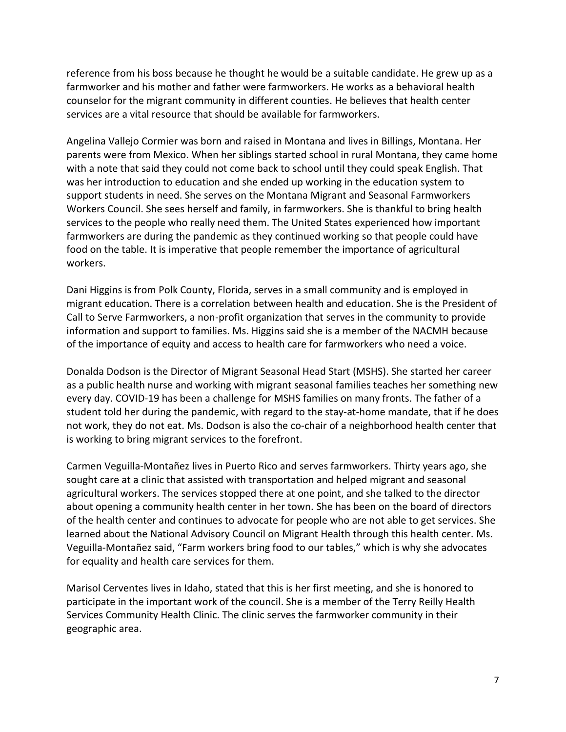reference from his boss because he thought he would be a suitable candidate. He grew up as a farmworker and his mother and father were farmworkers. He works as a behavioral health counselor for the migrant community in different counties. He believes that health center services are a vital resource that should be available for farmworkers.

Angelina Vallejo Cormier was born and raised in Montana and lives in Billings, Montana. Her parents were from Mexico. When her siblings started school in rural Montana, they came home with a note that said they could not come back to school until they could speak English. That was her introduction to education and she ended up working in the education system to support students in need. She serves on the Montana Migrant and Seasonal Farmworkers Workers Council. She sees herself and family, in farmworkers. She is thankful to bring health services to the people who really need them. The United States experienced how important farmworkers are during the pandemic as they continued working so that people could have food on the table. It is imperative that people remember the importance of agricultural workers.

Dani Higgins is from Polk County, Florida, serves in a small community and is employed in migrant education. There is a correlation between health and education. She is the President of Call to Serve Farmworkers, a non-profit organization that serves in the community to provide information and support to families. Ms. Higgins said she is a member of the NACMH because of the importance of equity and access to health care for farmworkers who need a voice.

Donalda Dodson is the Director of Migrant Seasonal Head Start (MSHS). She started her career as a public health nurse and working with migrant seasonal families teaches her something new every day. COVID-19 has been a challenge for MSHS families on many fronts. The father of a student told her during the pandemic, with regard to the stay-at-home mandate, that if he does not work, they do not eat. Ms. Dodson is also the co-chair of a neighborhood health center that is working to bring migrant services to the forefront.

Carmen Veguilla-Montañez lives in Puerto Rico and serves farmworkers. Thirty years ago, she sought care at a clinic that assisted with transportation and helped migrant and seasonal agricultural workers. The services stopped there at one point, and she talked to the director about opening a community health center in her town. She has been on the board of directors of the health center and continues to advocate for people who are not able to get services. She learned about the National Advisory Council on Migrant Health through this health center. Ms. Veguilla-Montañez said, "Farm workers bring food to our tables," which is why she advocates for equality and health care services for them.

Marisol Cerventes lives in Idaho, stated that this is her first meeting, and she is honored to participate in the important work of the council. She is a member of the Terry Reilly Health Services Community Health Clinic. The clinic serves the farmworker community in their geographic area.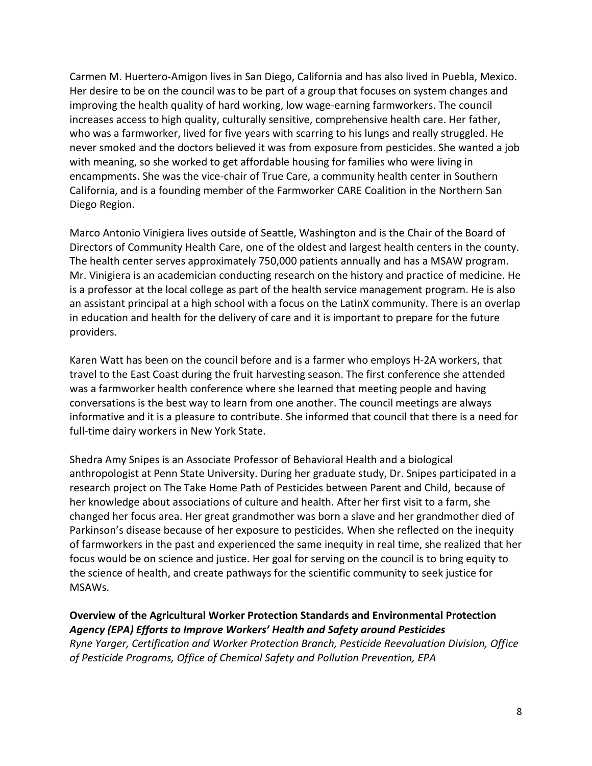Carmen M. Huertero-Amigon lives in San Diego, California and has also lived in Puebla, Mexico. Her desire to be on the council was to be part of a group that focuses on system changes and improving the health quality of hard working, low wage-earning farmworkers. The council increases access to high quality, culturally sensitive, comprehensive health care. Her father, who was a farmworker, lived for five years with scarring to his lungs and really struggled. He never smoked and the doctors believed it was from exposure from pesticides. She wanted a job with meaning, so she worked to get affordable housing for families who were living in encampments. She was the vice-chair of True Care, a community health center in Southern California, and is a founding member of the Farmworker CARE Coalition in the Northern San Diego Region.

Marco Antonio Vinigiera lives outside of Seattle, Washington and is the Chair of the Board of Directors of Community Health Care, one of the oldest and largest health centers in the county. The health center serves approximately 750,000 patients annually and has a MSAW program. Mr. Vinigiera is an academician conducting research on the history and practice of medicine. He is a professor at the local college as part of the health service management program. He is also an assistant principal at a high school with a focus on the LatinX community. There is an overlap in education and health for the delivery of care and it is important to prepare for the future providers.

Karen Watt has been on the council before and is a farmer who employs H-2A workers, that travel to the East Coast during the fruit harvesting season. The first conference she attended was a farmworker health conference where she learned that meeting people and having conversations is the best way to learn from one another. The council meetings are always informative and it is a pleasure to contribute. She informed that council that there is a need for full-time dairy workers in New York State.

Shedra Amy Snipes is an Associate Professor of Behavioral Health and a biological anthropologist at Penn State University. During her graduate study, Dr. Snipes participated in a research project on The Take Home Path of Pesticides between Parent and Child, because of her knowledge about associations of culture and health. After her first visit to a farm, she changed her focus area. Her great grandmother was born a slave and her grandmother died of Parkinson's disease because of her exposure to pesticides. When she reflected on the inequity of farmworkers in the past and experienced the same inequity in real time, she realized that her focus would be on science and justice. Her goal for serving on the council is to bring equity to the science of health, and create pathways for the scientific community to seek justice for MSAWs.

**Overview of the Agricultural Worker Protection Standards and Environmental Protection *Agency (EPA) Efforts to Improve Workers' Health and Safety around Pesticides***

*Ryne Yarger, Certification and Worker Protection Branch, Pesticide Reevaluation Division, Office of Pesticide Programs, Office of Chemical Safety and Pollution Prevention, EPA*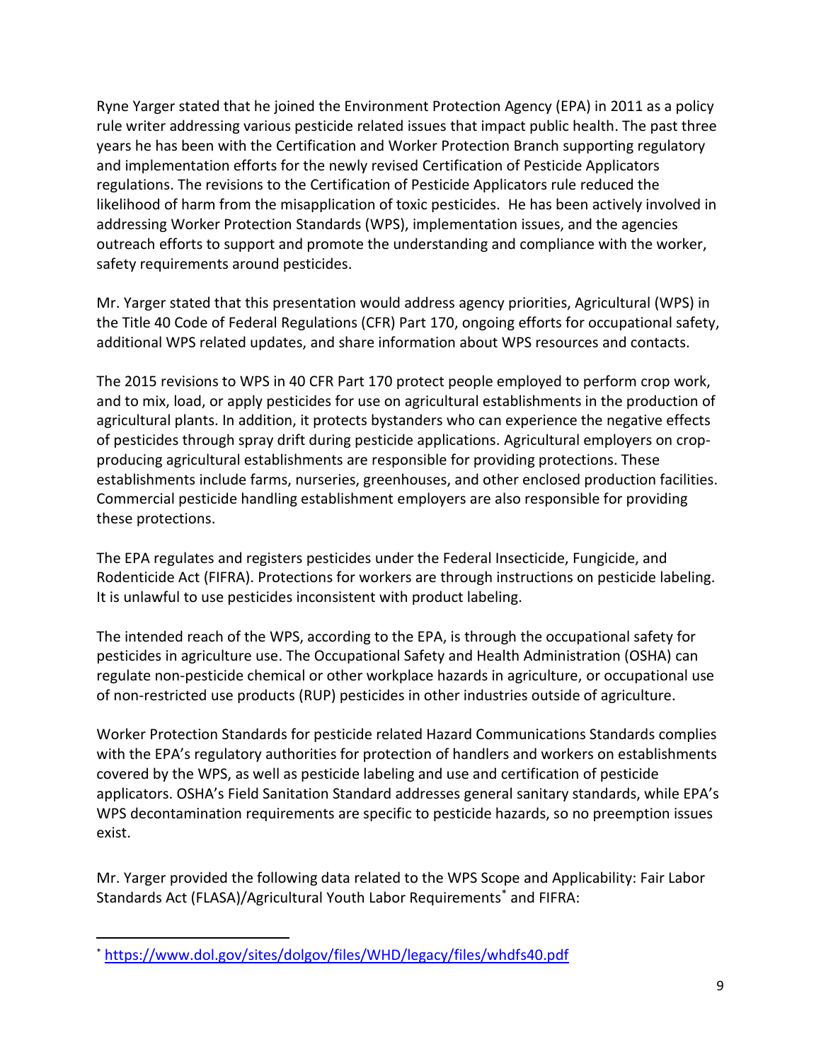Ryne Yarger stated that he joined the Environment Protection Agency (EPA) in 2011 as a policy rule writer addressing various pesticide related issues that impact public health. The past three years he has been with the Certification and Worker Protection Branch supporting regulatory and implementation efforts for the newly revised Certification of Pesticide Applicators regulations. The revisions to the Certification of Pesticide Applicators rule reduced the likelihood of harm from the misapplication of toxic pesticides. He has been actively involved in addressing Worker Protection Standards (WPS), implementation issues, and the agencies outreach efforts to support and promote the understanding and compliance with the worker, safety requirements around pesticides.

Mr. Yarger stated that this presentation would address agency priorities, Agricultural (WPS) in the Title 40 Code of Federal Regulations (CFR) Part 170, ongoing efforts for occupational safety, additional WPS related updates, and share information about WPS resources and contacts.

The 2015 revisions to WPS in 40 CFR Part 170 protect people employed to perform crop work, and to mix, load, or apply pesticides for use on agricultural establishments in the production of agricultural plants. In addition, it protects bystanders who can experience the negative effects of pesticides through spray drift during pesticide applications. Agricultural employers on crop-producing agricultural establishments are responsible for providing protections. These establishments include farms, nurseries, greenhouses, and other enclosed production facilities. Commercial pesticide handling establishment employers are also responsible for providing these protections.

The EPA regulates and registers pesticides under the Federal Insecticide, Fungicide, and Rodenticide Act (FIFRA). Protections for workers are through instructions on pesticide labeling. It is unlawful to use pesticides inconsistent with product labeling.

The intended reach of the WPS, according to the EPA, is through the occupational safety for pesticides in agriculture use. The Occupational Safety and Health Administration (OSHA) can regulate non-pesticide chemical or other workplace hazards in agriculture, or occupational use of non-restricted use products (RUP) pesticides in other industries outside of agriculture.

Worker Protection Standards for pesticide related Hazard Communications Standards complies with the EPA's regulatory authorities for protection of handlers and workers on establishments covered by the WPS, as well as pesticide labeling and use and certification of pesticide applicators. OSHA's Field Sanitation Standard addresses general sanitary standards, while EPA's WPS decontamination requirements are specific to pesticide hazards, so no preemption issues exist.

Mr. Yarger provided the following data related to the WPS Scope and Applicability: Fair Labor Standards Act (FLASA)/Agricultural Youth Labor Requirements[*] and FIFRA:

---

[*] https://www.dol.gov/sites/dolgov/files/WHD/legacy/files/whdfs40.pdf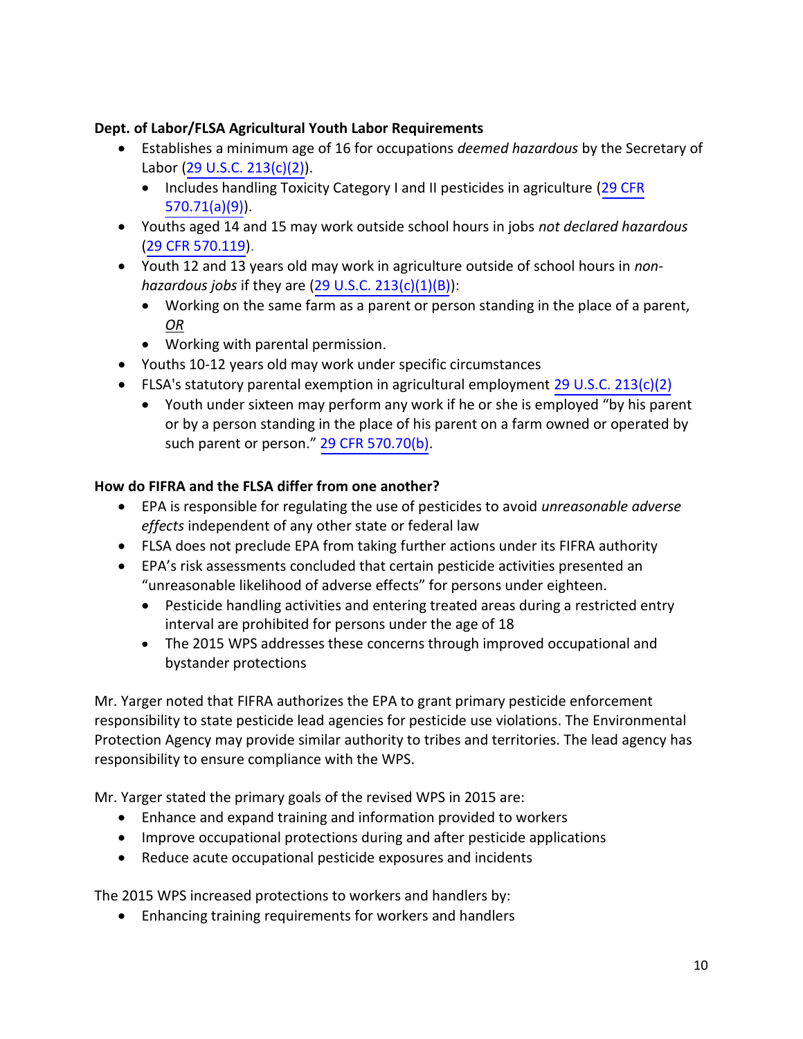**Dept. of Labor/FLSA Agricultural Youth Labor Requirements**

- Establishes a minimum age of 16 for occupations *deemed hazardous* by the Secretary of Labor (29 U.S.C. 213(c)(2)).
    - Includes handling Toxicity Category I and II pesticides in agriculture (29 CFR 570.71(a)(9)).
- Youths aged 14 and 15 may work outside school hours in jobs *not declared hazardous* (29 CFR 570.119).
- Youth 12 and 13 years old may work in agriculture outside of school hours in *non-hazardous jobs* if they are (29 U.S.C. 213(c)(1)(B)):
    - Working on the same farm as a parent or person standing in the place of a parent, *OR*
    - Working with parental permission.
- Youths 10-12 years old may work under specific circumstances
- FLSA's statutory parental exemption in agricultural employment 29 U.S.C. 213(c)(2)
    - Youth under sixteen may perform any work if he or she is employed "by his parent or by a person standing in the place of his parent on a farm owned or operated by such parent or person." 29 CFR 570.70(b).

**How do FIFRA and the FLSA differ from one another?**

- EPA is responsible for regulating the use of pesticides to avoid *unreasonable adverse effects* independent of any other state or federal law
- FLSA does not preclude EPA from taking further actions under its FIFRA authority
- EPA's risk assessments concluded that certain pesticide activities presented an "unreasonable likelihood of adverse effects" for persons under eighteen.
    - Pesticide handling activities and entering treated areas during a restricted entry interval are prohibited for persons under the age of 18
    - The 2015 WPS addresses these concerns through improved occupational and bystander protections

Mr. Yarger noted that FIFRA authorizes the EPA to grant primary pesticide enforcement responsibility to state pesticide lead agencies for pesticide use violations. The Environmental Protection Agency may provide similar authority to tribes and territories. The lead agency has responsibility to ensure compliance with the WPS.

Mr. Yarger stated the primary goals of the revised WPS in 2015 are:

- Enhance and expand training and information provided to workers
- Improve occupational protections during and after pesticide applications
- Reduce acute occupational pesticide exposures and incidents

The 2015 WPS increased protections to workers and handlers by:

- Enhancing training requirements for workers and handlers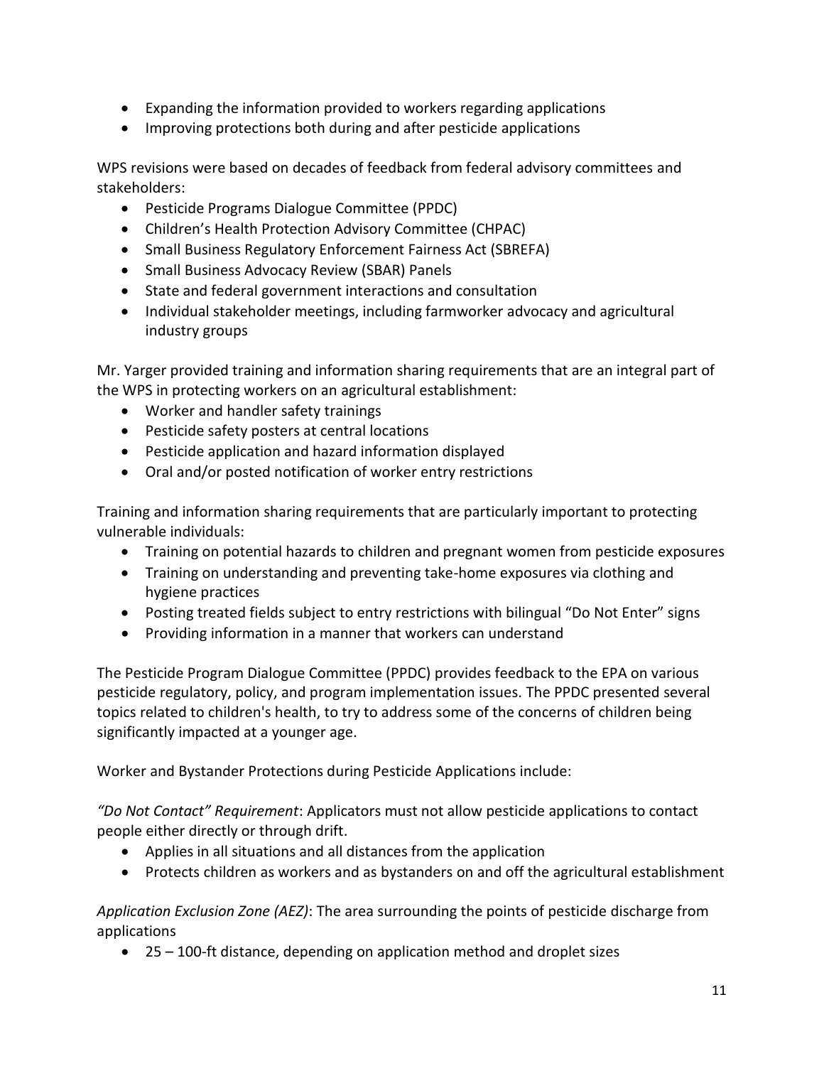- Expanding the information provided to workers regarding applications
- Improving protections both during and after pesticide applications

WPS revisions were based on decades of feedback from federal advisory committees and stakeholders:

- Pesticide Programs Dialogue Committee (PPDC)
- Children's Health Protection Advisory Committee (CHPAC)
- Small Business Regulatory Enforcement Fairness Act (SBREFA)
- Small Business Advocacy Review (SBAR) Panels
- State and federal government interactions and consultation
- Individual stakeholder meetings, including farmworker advocacy and agricultural industry groups

Mr. Yarger provided training and information sharing requirements that are an integral part of the WPS in protecting workers on an agricultural establishment:

- Worker and handler safety trainings
- Pesticide safety posters at central locations
- Pesticide application and hazard information displayed
- Oral and/or posted notification of worker entry restrictions

Training and information sharing requirements that are particularly important to protecting vulnerable individuals:

- Training on potential hazards to children and pregnant women from pesticide exposures
- Training on understanding and preventing take-home exposures via clothing and hygiene practices
- Posting treated fields subject to entry restrictions with bilingual "Do Not Enter" signs
- Providing information in a manner that workers can understand

The Pesticide Program Dialogue Committee (PPDC) provides feedback to the EPA on various pesticide regulatory, policy, and program implementation issues. The PPDC presented several topics related to children's health, to try to address some of the concerns of children being significantly impacted at a younger age.

Worker and Bystander Protections during Pesticide Applications include:

*"Do Not Contact" Requirement*: Applicators must not allow pesticide applications to contact people either directly or through drift.

- Applies in all situations and all distances from the application
- Protects children as workers and as bystanders on and off the agricultural establishment

*Application Exclusion Zone (AEZ)*: The area surrounding the points of pesticide discharge from applications

- 25 – 100-ft distance, depending on application method and droplet sizes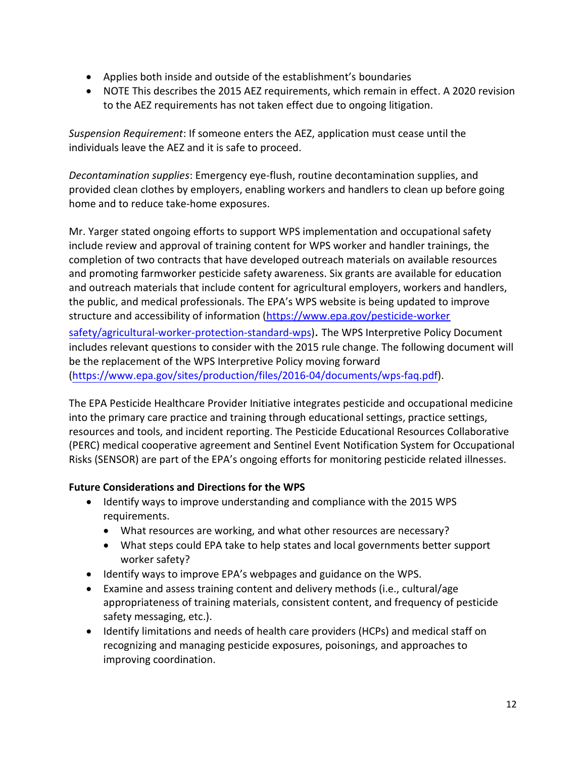- Applies both inside and outside of the establishment's boundaries
- NOTE This describes the 2015 AEZ requirements, which remain in effect. A 2020 revision to the AEZ requirements has not taken effect due to ongoing litigation.

*Suspension Requirement*: If someone enters the AEZ, application must cease until the individuals leave the AEZ and it is safe to proceed.

*Decontamination supplies*: Emergency eye-flush, routine decontamination supplies, and provided clean clothes by employers, enabling workers and handlers to clean up before going home and to reduce take-home exposures.

Mr. Yarger stated ongoing efforts to support WPS implementation and occupational safety include review and approval of training content for WPS worker and handler trainings, the completion of two contracts that have developed outreach materials on available resources and promoting farmworker pesticide safety awareness. Six grants are available for education and outreach materials that include content for agricultural employers, workers and handlers, the public, and medical professionals. The EPA's WPS website is being updated to improve structure and accessibility of information (https://www.epa.gov/pesticide-worker safety/agricultural-worker-protection-standard-wps). The WPS Interpretive Policy Document includes relevant questions to consider with the 2015 rule change. The following document will be the replacement of the WPS Interpretive Policy moving forward (https://www.epa.gov/sites/production/files/2016-04/documents/wps-faq.pdf).

The EPA Pesticide Healthcare Provider Initiative integrates pesticide and occupational medicine into the primary care practice and training through educational settings, practice settings, resources and tools, and incident reporting. The Pesticide Educational Resources Collaborative (PERC) medical cooperative agreement and Sentinel Event Notification System for Occupational Risks (SENSOR) are part of the EPA's ongoing efforts for monitoring pesticide related illnesses.

**Future Considerations and Directions for the WPS**

- Identify ways to improve understanding and compliance with the 2015 WPS requirements.
  - What resources are working, and what other resources are necessary?
  - What steps could EPA take to help states and local governments better support worker safety?
- Identify ways to improve EPA's webpages and guidance on the WPS.
- Examine and assess training content and delivery methods (i.e., cultural/age appropriateness of training materials, consistent content, and frequency of pesticide safety messaging, etc.).
- Identify limitations and needs of health care providers (HCPs) and medical staff on recognizing and managing pesticide exposures, poisonings, and approaches to improving coordination.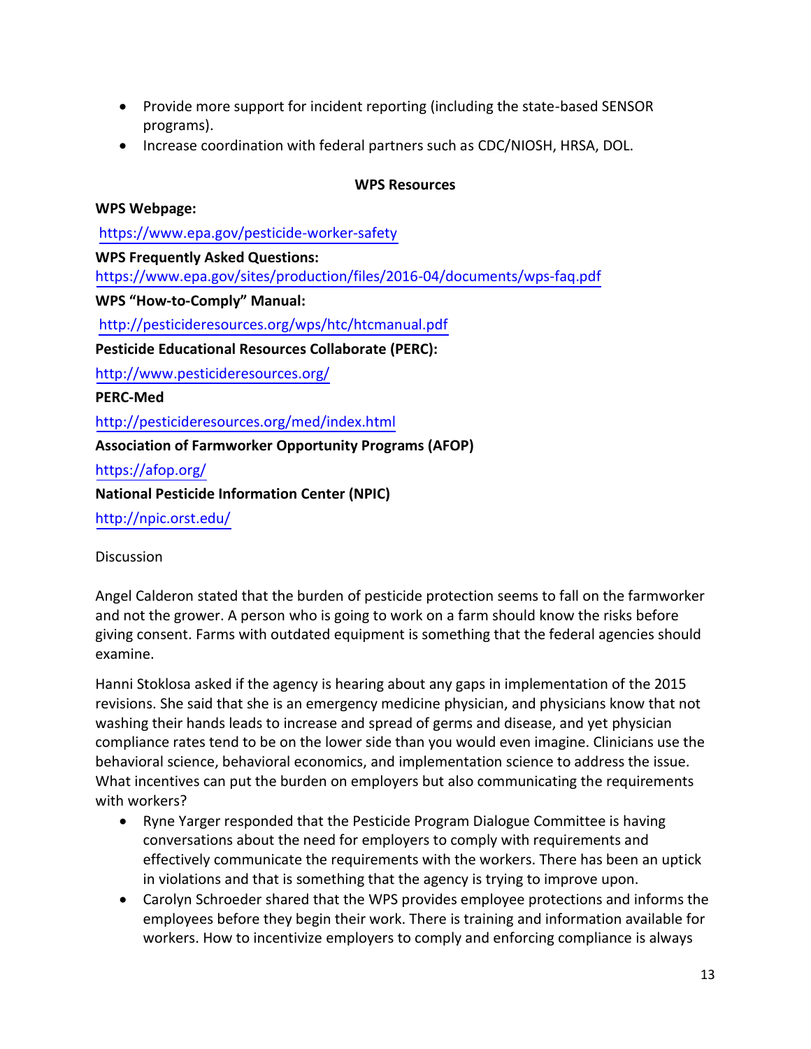- Provide more support for incident reporting (including the state-based SENSOR programs).
- Increase coordination with federal partners such as CDC/NIOSH, HRSA, DOL.

**WPS Resources**

**WPS Webpage:**

https://www.epa.gov/pesticide-worker-safety

**WPS Frequently Asked Questions:**
https://www.epa.gov/sites/production/files/2016-04/documents/wps-faq.pdf

**WPS "How-to-Comply" Manual:**

http://pesticideresources.org/wps/htc/htcmanual.pdf

**Pesticide Educational Resources Collaborate (PERC):**

http://www.pesticideresources.org/

**PERC-Med**

http://pesticideresources.org/med/index.html

**Association of Farmworker Opportunity Programs (AFOP)**

https://afop.org/

**National Pesticide Information Center (NPIC)**

http://npic.orst.edu/

Discussion

Angel Calderon stated that the burden of pesticide protection seems to fall on the farmworker and not the grower. A person who is going to work on a farm should know the risks before giving consent. Farms with outdated equipment is something that the federal agencies should examine.

Hanni Stoklosa asked if the agency is hearing about any gaps in implementation of the 2015 revisions. She said that she is an emergency medicine physician, and physicians know that not washing their hands leads to increase and spread of germs and disease, and yet physician compliance rates tend to be on the lower side than you would even imagine. Clinicians use the behavioral science, behavioral economics, and implementation science to address the issue. What incentives can put the burden on employers but also communicating the requirements with workers?

- Ryne Yarger responded that the Pesticide Program Dialogue Committee is having conversations about the need for employers to comply with requirements and effectively communicate the requirements with the workers. There has been an uptick in violations and that is something that the agency is trying to improve upon.
- Carolyn Schroeder shared that the WPS provides employee protections and informs the employees before they begin their work. There is training and information available for workers. How to incentivize employers to comply and enforcing compliance is always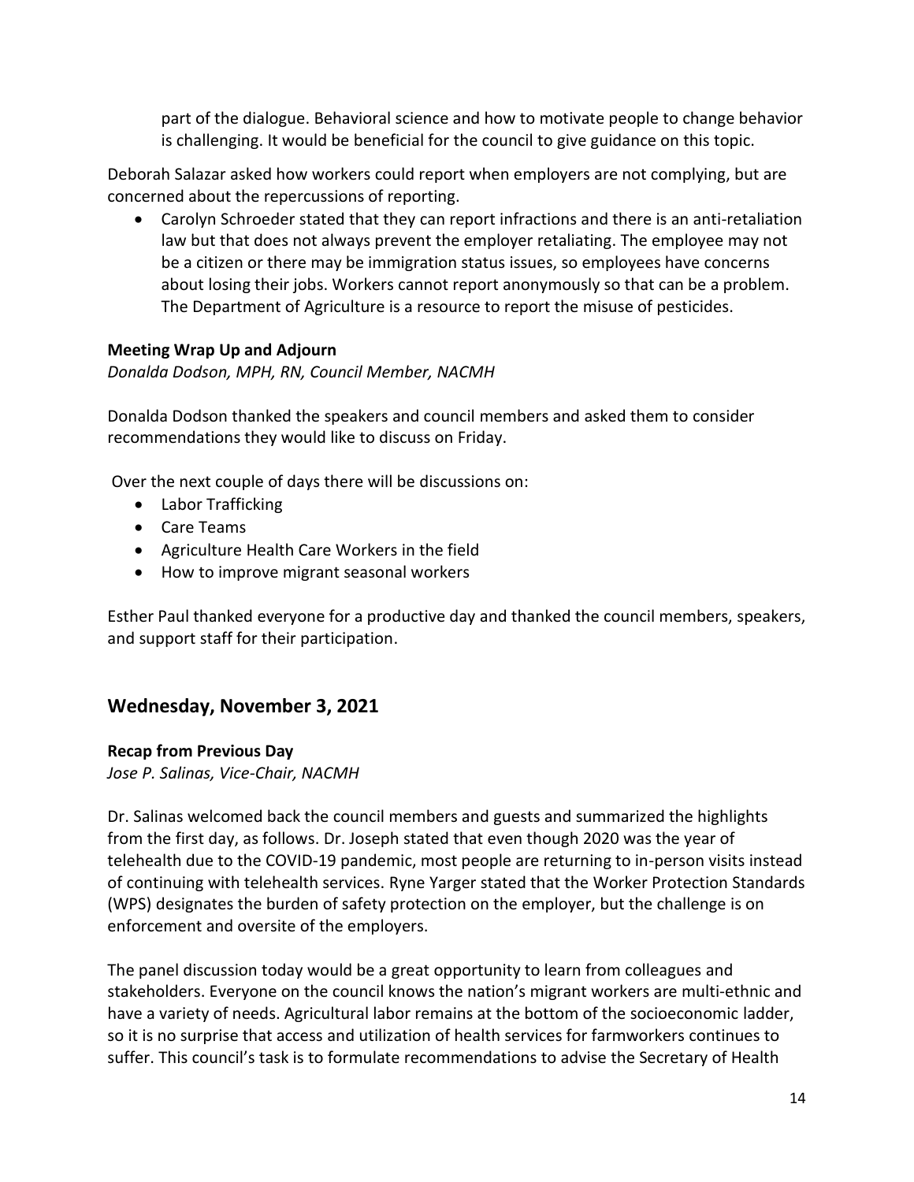part of the dialogue. Behavioral science and how to motivate people to change behavior is challenging. It would be beneficial for the council to give guidance on this topic.

Deborah Salazar asked how workers could report when employers are not complying, but are concerned about the repercussions of reporting.

- Carolyn Schroeder stated that they can report infractions and there is an anti-retaliation law but that does not always prevent the employer retaliating. The employee may not be a citizen or there may be immigration status issues, so employees have concerns about losing their jobs. Workers cannot report anonymously so that can be a problem. The Department of Agriculture is a resource to report the misuse of pesticides.

**Meeting Wrap Up and Adjourn**

*Donalda Dodson, MPH, RN, Council Member, NACMH*

Donalda Dodson thanked the speakers and council members and asked them to consider recommendations they would like to discuss on Friday.

Over the next couple of days there will be discussions on:

- Labor Trafficking
- Care Teams
- Agriculture Health Care Workers in the field
- How to improve migrant seasonal workers

Esther Paul thanked everyone for a productive day and thanked the council members, speakers, and support staff for their participation.

## Wednesday, November 3, 2021

**Recap from Previous Day**

*Jose P. Salinas, Vice-Chair, NACMH*

Dr. Salinas welcomed back the council members and guests and summarized the highlights from the first day, as follows. Dr. Joseph stated that even though 2020 was the year of telehealth due to the COVID-19 pandemic, most people are returning to in-person visits instead of continuing with telehealth services. Ryne Yarger stated that the Worker Protection Standards (WPS) designates the burden of safety protection on the employer, but the challenge is on enforcement and oversite of the employers.

The panel discussion today would be a great opportunity to learn from colleagues and stakeholders. Everyone on the council knows the nation's migrant workers are multi-ethnic and have a variety of needs. Agricultural labor remains at the bottom of the socioeconomic ladder, so it is no surprise that access and utilization of health services for farmworkers continues to suffer. This council's task is to formulate recommendations to advise the Secretary of Health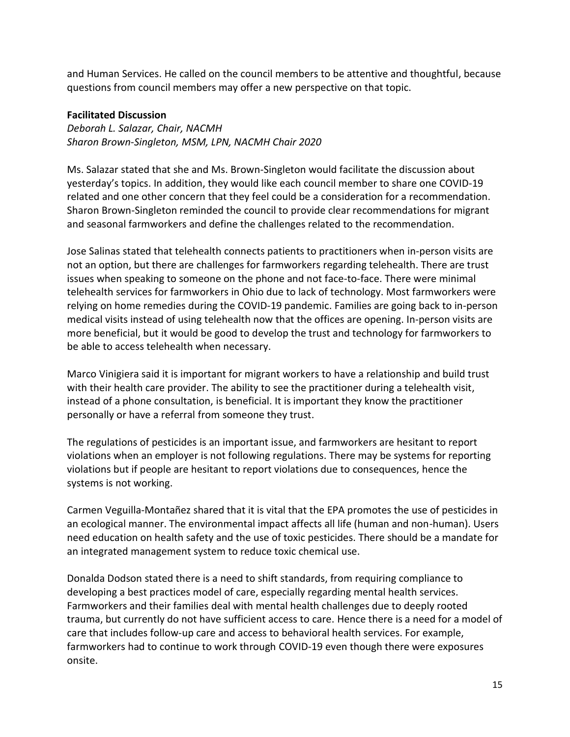and Human Services. He called on the council members to be attentive and thoughtful, because questions from council members may offer a new perspective on that topic.

**Facilitated Discussion**

*Deborah L. Salazar, Chair, NACMH*
*Sharon Brown-Singleton, MSM, LPN, NACMH Chair 2020*

Ms. Salazar stated that she and Ms. Brown-Singleton would facilitate the discussion about yesterday's topics. In addition, they would like each council member to share one COVID-19 related and one other concern that they feel could be a consideration for a recommendation. Sharon Brown-Singleton reminded the council to provide clear recommendations for migrant and seasonal farmworkers and define the challenges related to the recommendation.

Jose Salinas stated that telehealth connects patients to practitioners when in-person visits are not an option, but there are challenges for farmworkers regarding telehealth. There are trust issues when speaking to someone on the phone and not face-to-face. There were minimal telehealth services for farmworkers in Ohio due to lack of technology. Most farmworkers were relying on home remedies during the COVID-19 pandemic. Families are going back to in-person medical visits instead of using telehealth now that the offices are opening. In-person visits are more beneficial, but it would be good to develop the trust and technology for farmworkers to be able to access telehealth when necessary.

Marco Vinigiera said it is important for migrant workers to have a relationship and build trust with their health care provider. The ability to see the practitioner during a telehealth visit, instead of a phone consultation, is beneficial. It is important they know the practitioner personally or have a referral from someone they trust.

The regulations of pesticides is an important issue, and farmworkers are hesitant to report violations when an employer is not following regulations. There may be systems for reporting violations but if people are hesitant to report violations due to consequences, hence the systems is not working.

Carmen Veguilla-Montañez shared that it is vital that the EPA promotes the use of pesticides in an ecological manner. The environmental impact affects all life (human and non-human). Users need education on health safety and the use of toxic pesticides. There should be a mandate for an integrated management system to reduce toxic chemical use.

Donalda Dodson stated there is a need to shift standards, from requiring compliance to developing a best practices model of care, especially regarding mental health services. Farmworkers and their families deal with mental health challenges due to deeply rooted trauma, but currently do not have sufficient access to care. Hence there is a need for a model of care that includes follow-up care and access to behavioral health services. For example, farmworkers had to continue to work through COVID-19 even though there were exposures onsite.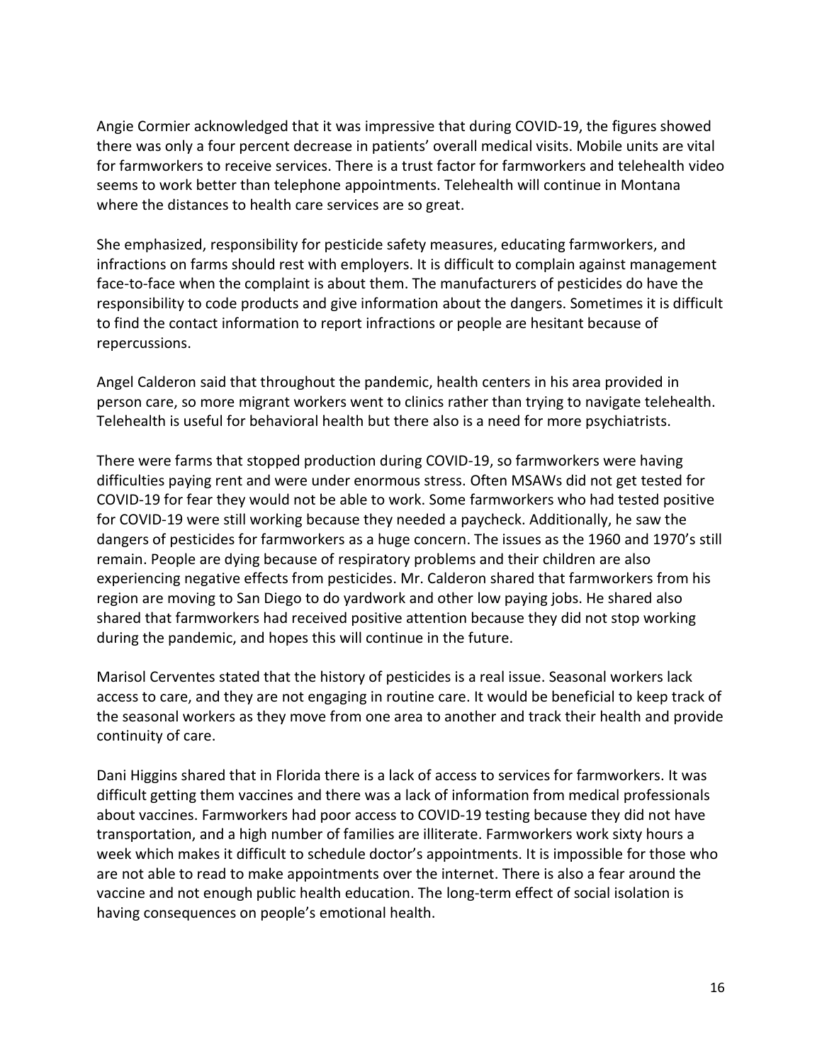Angie Cormier acknowledged that it was impressive that during COVID-19, the figures showed there was only a four percent decrease in patients' overall medical visits. Mobile units are vital for farmworkers to receive services. There is a trust factor for farmworkers and telehealth video seems to work better than telephone appointments. Telehealth will continue in Montana where the distances to health care services are so great.

She emphasized, responsibility for pesticide safety measures, educating farmworkers, and infractions on farms should rest with employers. It is difficult to complain against management face-to-face when the complaint is about them. The manufacturers of pesticides do have the responsibility to code products and give information about the dangers. Sometimes it is difficult to find the contact information to report infractions or people are hesitant because of repercussions.

Angel Calderon said that throughout the pandemic, health centers in his area provided in person care, so more migrant workers went to clinics rather than trying to navigate telehealth. Telehealth is useful for behavioral health but there also is a need for more psychiatrists.

There were farms that stopped production during COVID-19, so farmworkers were having difficulties paying rent and were under enormous stress. Often MSAWs did not get tested for COVID-19 for fear they would not be able to work. Some farmworkers who had tested positive for COVID-19 were still working because they needed a paycheck. Additionally, he saw the dangers of pesticides for farmworkers as a huge concern. The issues as the 1960 and 1970's still remain. People are dying because of respiratory problems and their children are also experiencing negative effects from pesticides. Mr. Calderon shared that farmworkers from his region are moving to San Diego to do yardwork and other low paying jobs. He shared also shared that farmworkers had received positive attention because they did not stop working during the pandemic, and hopes this will continue in the future.

Marisol Cerventes stated that the history of pesticides is a real issue. Seasonal workers lack access to care, and they are not engaging in routine care. It would be beneficial to keep track of the seasonal workers as they move from one area to another and track their health and provide continuity of care.

Dani Higgins shared that in Florida there is a lack of access to services for farmworkers. It was difficult getting them vaccines and there was a lack of information from medical professionals about vaccines. Farmworkers had poor access to COVID-19 testing because they did not have transportation, and a high number of families are illiterate. Farmworkers work sixty hours a week which makes it difficult to schedule doctor's appointments. It is impossible for those who are not able to read to make appointments over the internet. There is also a fear around the vaccine and not enough public health education. The long-term effect of social isolation is having consequences on people's emotional health.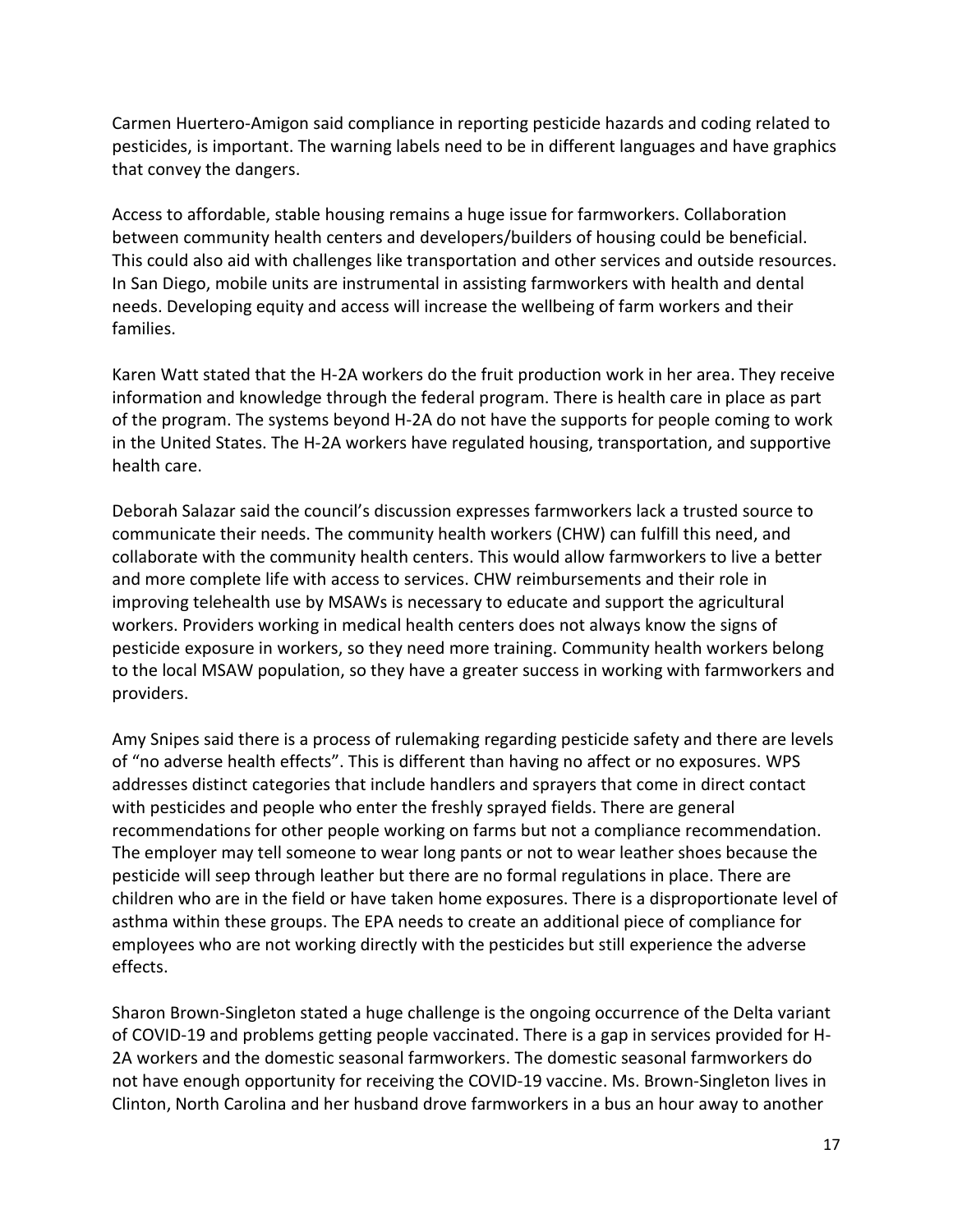Carmen Huertero-Amigon said compliance in reporting pesticide hazards and coding related to pesticides, is important. The warning labels need to be in different languages and have graphics that convey the dangers.

Access to affordable, stable housing remains a huge issue for farmworkers. Collaboration between community health centers and developers/builders of housing could be beneficial. This could also aid with challenges like transportation and other services and outside resources. In San Diego, mobile units are instrumental in assisting farmworkers with health and dental needs. Developing equity and access will increase the wellbeing of farm workers and their families.

Karen Watt stated that the H-2A workers do the fruit production work in her area. They receive information and knowledge through the federal program. There is health care in place as part of the program. The systems beyond H-2A do not have the supports for people coming to work in the United States. The H-2A workers have regulated housing, transportation, and supportive health care.

Deborah Salazar said the council's discussion expresses farmworkers lack a trusted source to communicate their needs. The community health workers (CHW) can fulfill this need, and collaborate with the community health centers. This would allow farmworkers to live a better and more complete life with access to services. CHW reimbursements and their role in improving telehealth use by MSAWs is necessary to educate and support the agricultural workers. Providers working in medical health centers does not always know the signs of pesticide exposure in workers, so they need more training. Community health workers belong to the local MSAW population, so they have a greater success in working with farmworkers and providers.

Amy Snipes said there is a process of rulemaking regarding pesticide safety and there are levels of "no adverse health effects". This is different than having no affect or no exposures. WPS addresses distinct categories that include handlers and sprayers that come in direct contact with pesticides and people who enter the freshly sprayed fields. There are general recommendations for other people working on farms but not a compliance recommendation. The employer may tell someone to wear long pants or not to wear leather shoes because the pesticide will seep through leather but there are no formal regulations in place. There are children who are in the field or have taken home exposures. There is a disproportionate level of asthma within these groups. The EPA needs to create an additional piece of compliance for employees who are not working directly with the pesticides but still experience the adverse effects.

Sharon Brown-Singleton stated a huge challenge is the ongoing occurrence of the Delta variant of COVID-19 and problems getting people vaccinated. There is a gap in services provided for H-2A workers and the domestic seasonal farmworkers. The domestic seasonal farmworkers do not have enough opportunity for receiving the COVID-19 vaccine. Ms. Brown-Singleton lives in Clinton, North Carolina and her husband drove farmworkers in a bus an hour away to another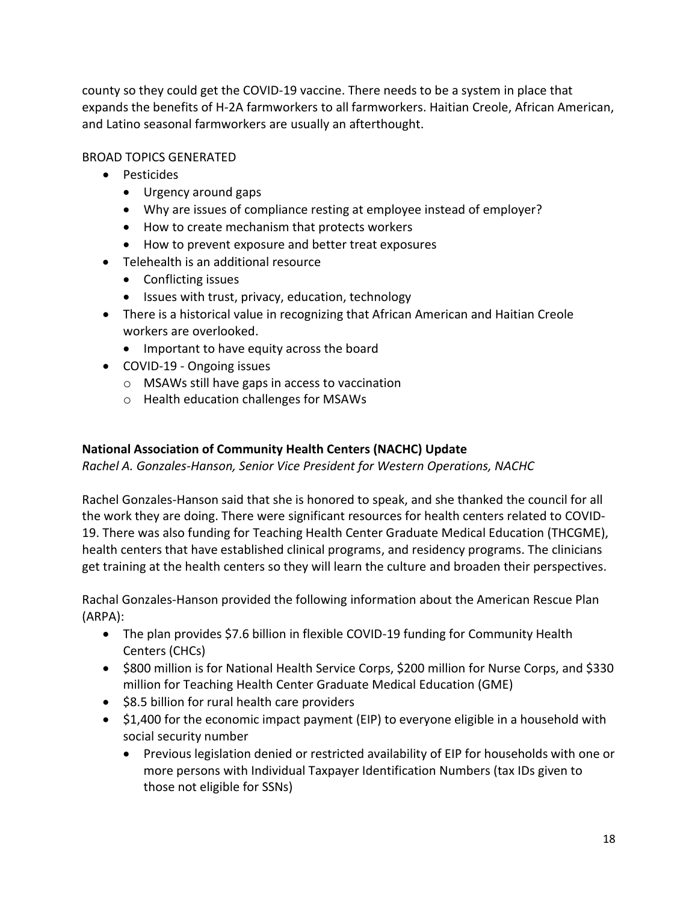county so they could get the COVID-19 vaccine. There needs to be a system in place that expands the benefits of H-2A farmworkers to all farmworkers. Haitian Creole, African American, and Latino seasonal farmworkers are usually an afterthought.

BROAD TOPICS GENERATED

- Pesticides
  - Urgency around gaps
  - Why are issues of compliance resting at employee instead of employer?
  - How to create mechanism that protects workers
  - How to prevent exposure and better treat exposures
- Telehealth is an additional resource
  - Conflicting issues
  - Issues with trust, privacy, education, technology
- There is a historical value in recognizing that African American and Haitian Creole workers are overlooked.
  - Important to have equity across the board
- COVID-19 - Ongoing issues
  - MSAWs still have gaps in access to vaccination
  - Health education challenges for MSAWs

**National Association of Community Health Centers (NACHC) Update**

*Rachel A. Gonzales-Hanson, Senior Vice President for Western Operations, NACHC*

Rachel Gonzales-Hanson said that she is honored to speak, and she thanked the council for all the work they are doing. There were significant resources for health centers related to COVID-19. There was also funding for Teaching Health Center Graduate Medical Education (THCGME), health centers that have established clinical programs, and residency programs. The clinicians get training at the health centers so they will learn the culture and broaden their perspectives.

Rachal Gonzales-Hanson provided the following information about the American Rescue Plan (ARPA):

- The plan provides $7.6 billion in flexible COVID-19 funding for Community Health Centers (CHCs)
- $800 million is for National Health Service Corps, $200 million for Nurse Corps, and $330 million for Teaching Health Center Graduate Medical Education (GME)
- $8.5 billion for rural health care providers
- $1,400 for the economic impact payment (EIP) to everyone eligible in a household with social security number
  - Previous legislation denied or restricted availability of EIP for households with one or more persons with Individual Taxpayer Identification Numbers (tax IDs given to those not eligible for SSNs)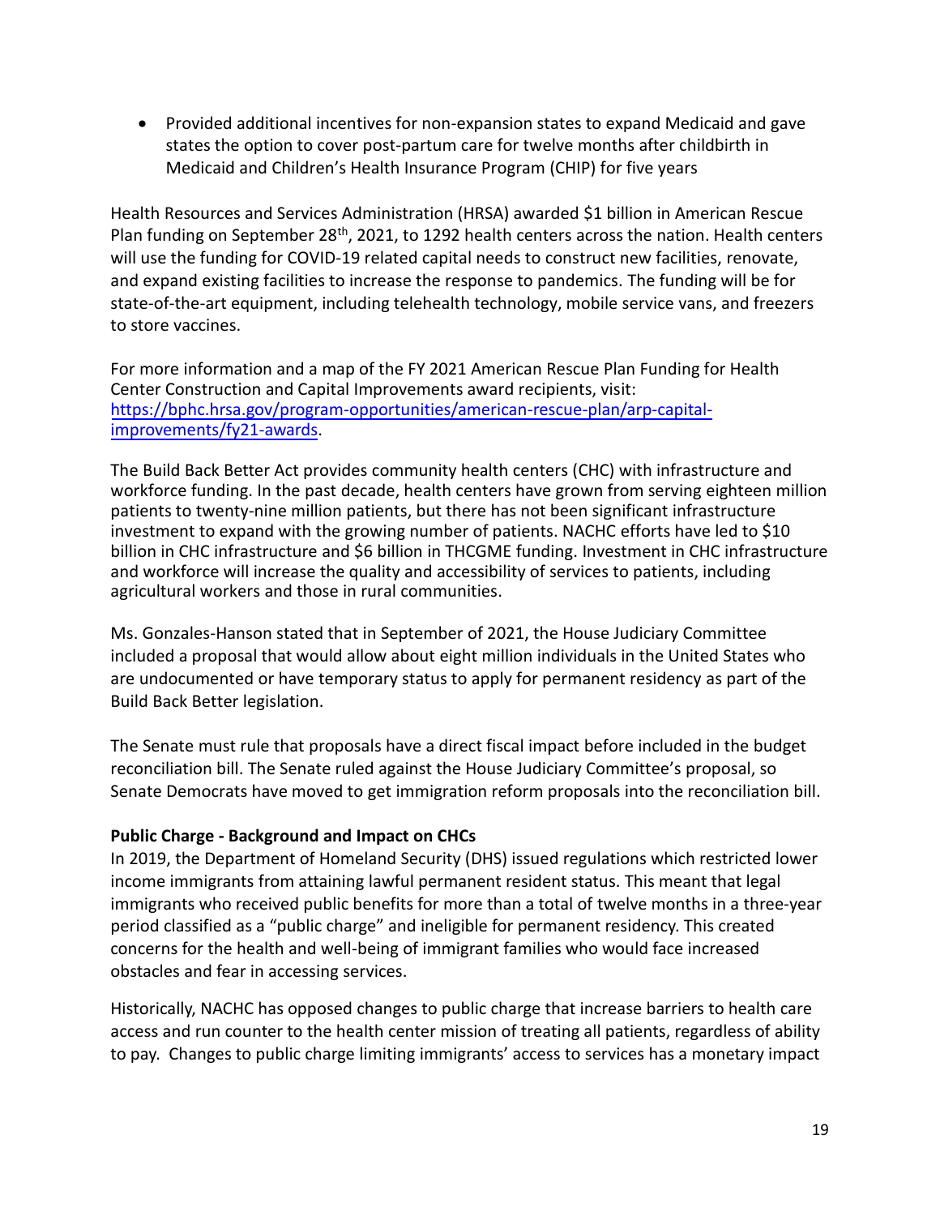- Provided additional incentives for non-expansion states to expand Medicaid and gave states the option to cover post-partum care for twelve months after childbirth in Medicaid and Children's Health Insurance Program (CHIP) for five years

Health Resources and Services Administration (HRSA) awarded $1 billion in American Rescue Plan funding on September 28th, 2021, to 1292 health centers across the nation. Health centers will use the funding for COVID-19 related capital needs to construct new facilities, renovate, and expand existing facilities to increase the response to pandemics. The funding will be for state-of-the-art equipment, including telehealth technology, mobile service vans, and freezers to store vaccines.

For more information and a map of the FY 2021 American Rescue Plan Funding for Health Center Construction and Capital Improvements award recipients, visit: [https://bphc.hrsa.gov/program-opportunities/american-rescue-plan/arp-capital-improvements/fy21-awards](https://bphc.hrsa.gov/program-opportunities/american-rescue-plan/arp-capital-improvements/fy21-awards).

The Build Back Better Act provides community health centers (CHC) with infrastructure and workforce funding. In the past decade, health centers have grown from serving eighteen million patients to twenty-nine million patients, but there has not been significant infrastructure investment to expand with the growing number of patients. NACHC efforts have led to $10 billion in CHC infrastructure and $6 billion in THCGME funding. Investment in CHC infrastructure and workforce will increase the quality and accessibility of services to patients, including agricultural workers and those in rural communities.

Ms. Gonzales-Hanson stated that in September of 2021, the House Judiciary Committee included a proposal that would allow about eight million individuals in the United States who are undocumented or have temporary status to apply for permanent residency as part of the Build Back Better legislation.

The Senate must rule that proposals have a direct fiscal impact before included in the budget reconciliation bill. The Senate ruled against the House Judiciary Committee's proposal, so Senate Democrats have moved to get immigration reform proposals into the reconciliation bill.

**Public Charge - Background and Impact on CHCs**

In 2019, the Department of Homeland Security (DHS) issued regulations which restricted lower income immigrants from attaining lawful permanent resident status. This meant that legal immigrants who received public benefits for more than a total of twelve months in a three-year period classified as a "public charge" and ineligible for permanent residency. This created concerns for the health and well-being of immigrant families who would face increased obstacles and fear in accessing services.

Historically, NACHC has opposed changes to public charge that increase barriers to health care access and run counter to the health center mission of treating all patients, regardless of ability to pay. Changes to public charge limiting immigrants' access to services has a monetary impact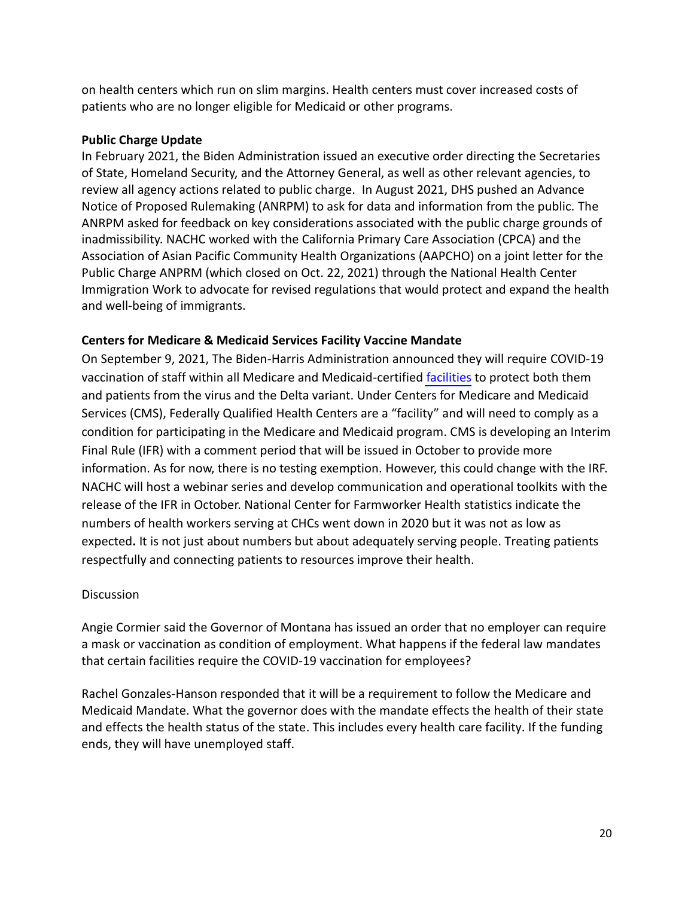on health centers which run on slim margins. Health centers must cover increased costs of patients who are no longer eligible for Medicaid or other programs.

**Public Charge Update**

In February 2021, the Biden Administration issued an executive order directing the Secretaries of State, Homeland Security, and the Attorney General, as well as other relevant agencies, to review all agency actions related to public charge. In August 2021, DHS pushed an Advance Notice of Proposed Rulemaking (ANRPM) to ask for data and information from the public. The ANRPM asked for feedback on key considerations associated with the public charge grounds of inadmissibility. NACHC worked with the California Primary Care Association (CPCA) and the Association of Asian Pacific Community Health Organizations (AAPCHO) on a joint letter for the Public Charge ANPRM (which closed on Oct. 22, 2021) through the National Health Center Immigration Work to advocate for revised regulations that would protect and expand the health and well-being of immigrants.

**Centers for Medicare & Medicaid Services Facility Vaccine Mandate**

On September 9, 2021, The Biden-Harris Administration announced they will require COVID-19 vaccination of staff within all Medicare and Medicaid-certified facilities to protect both them and patients from the virus and the Delta variant. Under Centers for Medicare and Medicaid Services (CMS), Federally Qualified Health Centers are a "facility" and will need to comply as a condition for participating in the Medicare and Medicaid program. CMS is developing an Interim Final Rule (IFR) with a comment period that will be issued in October to provide more information. As for now, there is no testing exemption. However, this could change with the IRF. NACHC will host a webinar series and develop communication and operational toolkits with the release of the IFR in October. National Center for Farmworker Health statistics indicate the numbers of health workers serving at CHCs went down in 2020 but it was not as low as expected**.** It is not just about numbers but about adequately serving people. Treating patients respectfully and connecting patients to resources improve their health.

Discussion

Angie Cormier said the Governor of Montana has issued an order that no employer can require a mask or vaccination as condition of employment. What happens if the federal law mandates that certain facilities require the COVID-19 vaccination for employees?

Rachel Gonzales-Hanson responded that it will be a requirement to follow the Medicare and Medicaid Mandate. What the governor does with the mandate effects the health of their state and effects the health status of the state. This includes every health care facility. If the funding ends, they will have unemployed staff.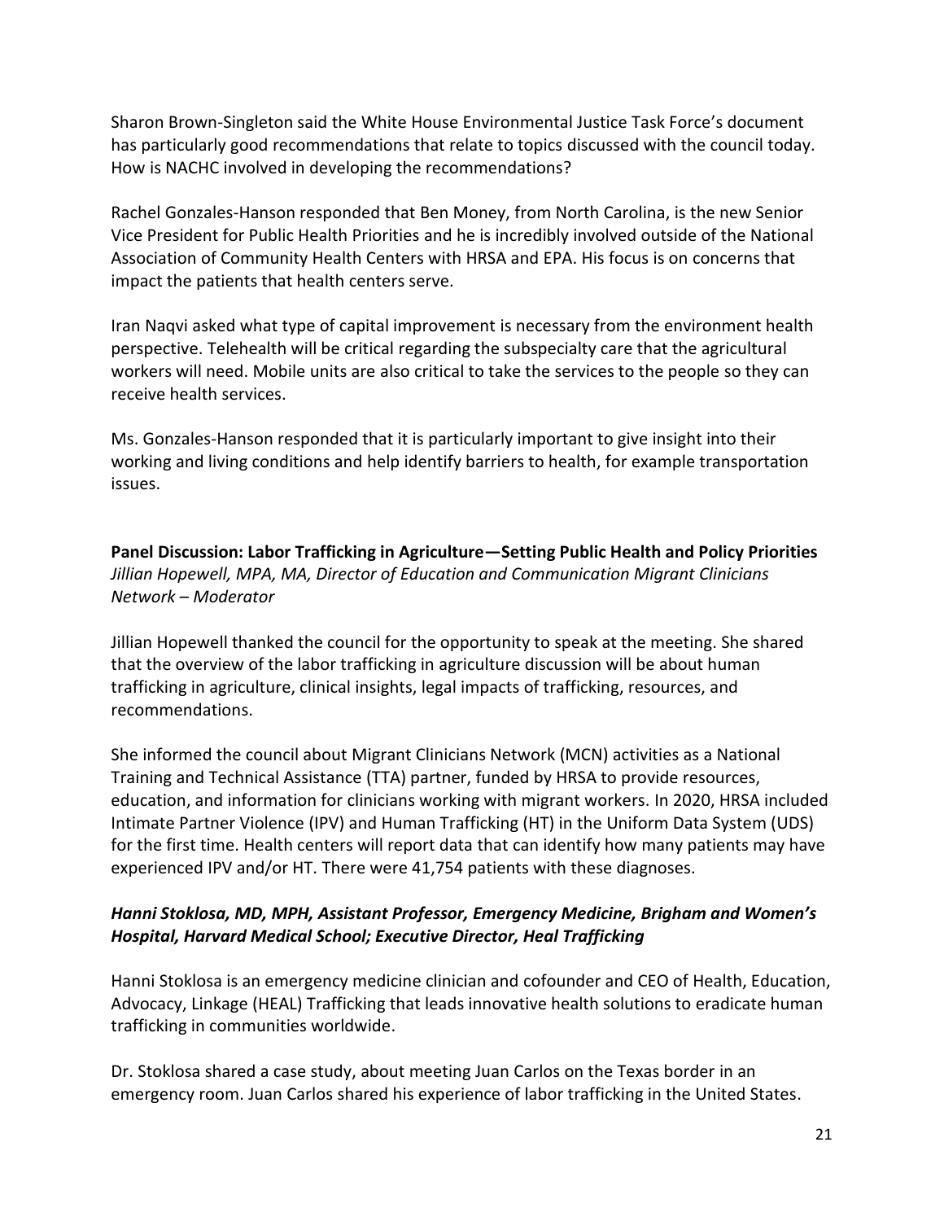Sharon Brown-Singleton said the White House Environmental Justice Task Force's document has particularly good recommendations that relate to topics discussed with the council today. How is NACHC involved in developing the recommendations?

Rachel Gonzales-Hanson responded that Ben Money, from North Carolina, is the new Senior Vice President for Public Health Priorities and he is incredibly involved outside of the National Association of Community Health Centers with HRSA and EPA. His focus is on concerns that impact the patients that health centers serve.

Iran Naqvi asked what type of capital improvement is necessary from the environment health perspective. Telehealth will be critical regarding the subspecialty care that the agricultural workers will need. Mobile units are also critical to take the services to the people so they can receive health services.

Ms. Gonzales-Hanson responded that it is particularly important to give insight into their working and living conditions and help identify barriers to health, for example transportation issues.

**Panel Discussion: Labor Trafficking in Agriculture—Setting Public Health and Policy Priorities**
*Jillian Hopewell, MPA, MA, Director of Education and Communication Migrant Clinicians Network – Moderator*

Jillian Hopewell thanked the council for the opportunity to speak at the meeting. She shared that the overview of the labor trafficking in agriculture discussion will be about human trafficking in agriculture, clinical insights, legal impacts of trafficking, resources, and recommendations.

She informed the council about Migrant Clinicians Network (MCN) activities as a National Training and Technical Assistance (TTA) partner, funded by HRSA to provide resources, education, and information for clinicians working with migrant workers. In 2020, HRSA included Intimate Partner Violence (IPV) and Human Trafficking (HT) in the Uniform Data System (UDS) for the first time. Health centers will report data that can identify how many patients may have experienced IPV and/or HT. There were 41,754 patients with these diagnoses.

***Hanni Stoklosa, MD, MPH, Assistant Professor, Emergency Medicine, Brigham and Women's Hospital, Harvard Medical School; Executive Director, Heal Trafficking***

Hanni Stoklosa is an emergency medicine clinician and cofounder and CEO of Health, Education, Advocacy, Linkage (HEAL) Trafficking that leads innovative health solutions to eradicate human trafficking in communities worldwide.

Dr. Stoklosa shared a case study, about meeting Juan Carlos on the Texas border in an emergency room. Juan Carlos shared his experience of labor trafficking in the United States.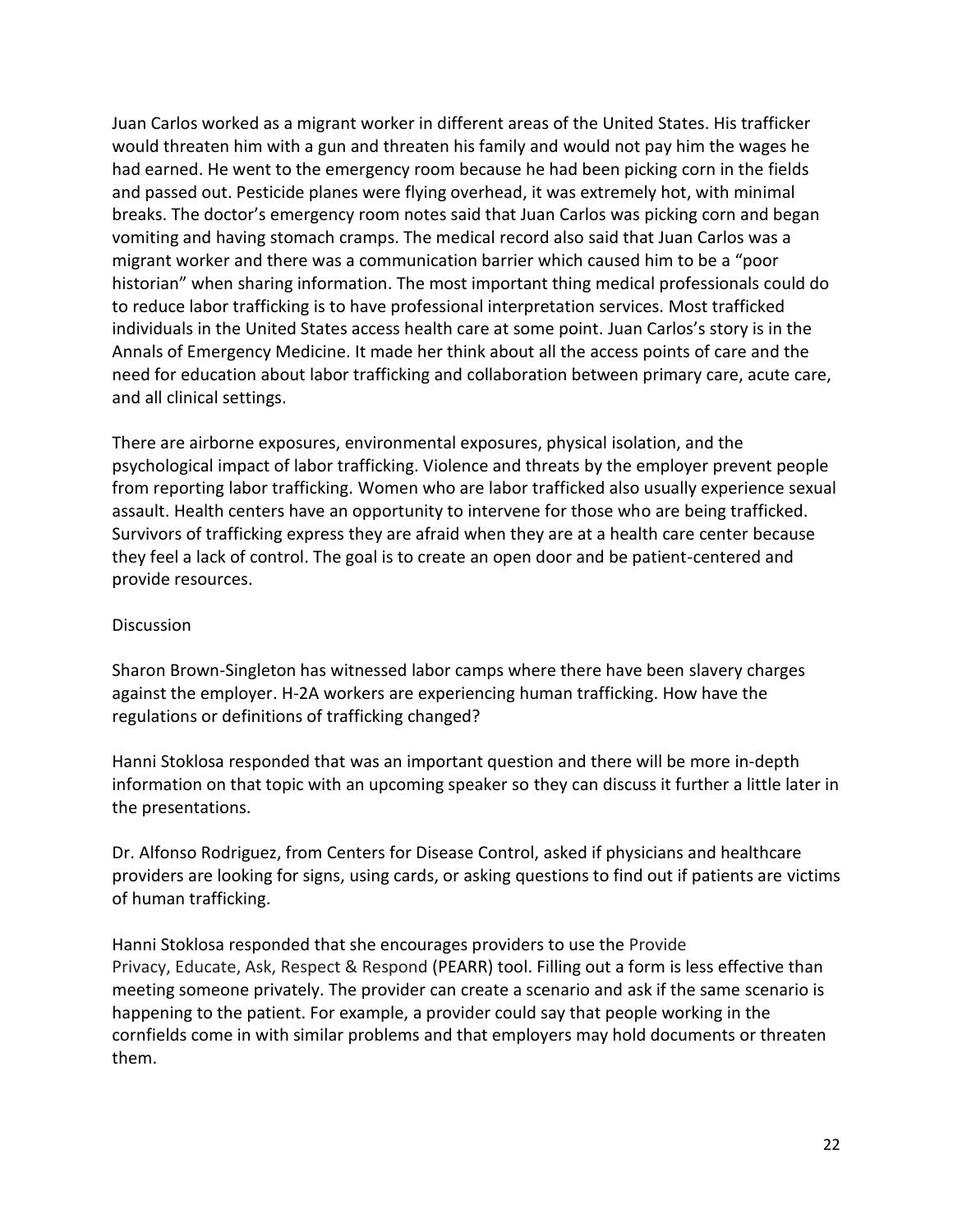Juan Carlos worked as a migrant worker in different areas of the United States. His trafficker would threaten him with a gun and threaten his family and would not pay him the wages he had earned. He went to the emergency room because he had been picking corn in the fields and passed out. Pesticide planes were flying overhead, it was extremely hot, with minimal breaks. The doctor's emergency room notes said that Juan Carlos was picking corn and began vomiting and having stomach cramps. The medical record also said that Juan Carlos was a migrant worker and there was a communication barrier which caused him to be a "poor historian" when sharing information. The most important thing medical professionals could do to reduce labor trafficking is to have professional interpretation services. Most trafficked individuals in the United States access health care at some point. Juan Carlos's story is in the Annals of Emergency Medicine. It made her think about all the access points of care and the need for education about labor trafficking and collaboration between primary care, acute care, and all clinical settings.

There are airborne exposures, environmental exposures, physical isolation, and the psychological impact of labor trafficking. Violence and threats by the employer prevent people from reporting labor trafficking. Women who are labor trafficked also usually experience sexual assault. Health centers have an opportunity to intervene for those who are being trafficked. Survivors of trafficking express they are afraid when they are at a health care center because they feel a lack of control. The goal is to create an open door and be patient-centered and provide resources.

Discussion

Sharon Brown-Singleton has witnessed labor camps where there have been slavery charges against the employer. H-2A workers are experiencing human trafficking. How have the regulations or definitions of trafficking changed?

Hanni Stoklosa responded that was an important question and there will be more in-depth information on that topic with an upcoming speaker so they can discuss it further a little later in the presentations.

Dr. Alfonso Rodriguez, from Centers for Disease Control, asked if physicians and healthcare providers are looking for signs, using cards, or asking questions to find out if patients are victims of human trafficking.

Hanni Stoklosa responded that she encourages providers to use the Provide Privacy, Educate, Ask, Respect & Respond (PEARR) tool. Filling out a form is less effective than meeting someone privately. The provider can create a scenario and ask if the same scenario is happening to the patient. For example, a provider could say that people working in the cornfields come in with similar problems and that employers may hold documents or threaten them.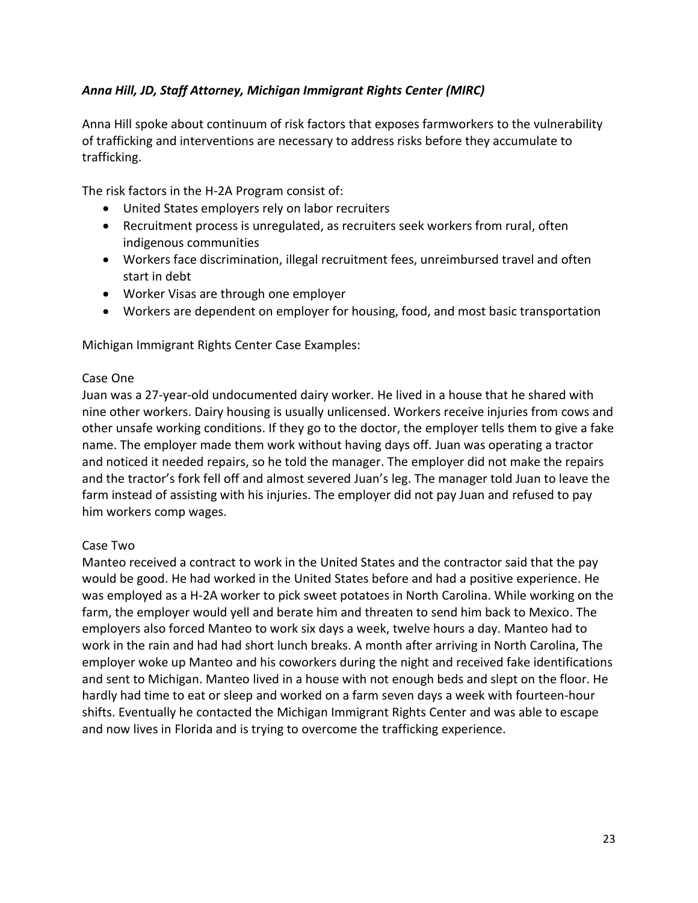***Anna Hill, JD, Staff Attorney, Michigan Immigrant Rights Center (MIRC)***

Anna Hill spoke about continuum of risk factors that exposes farmworkers to the vulnerability of trafficking and interventions are necessary to address risks before they accumulate to trafficking.

The risk factors in the H-2A Program consist of:

- United States employers rely on labor recruiters
- Recruitment process is unregulated, as recruiters seek workers from rural, often indigenous communities
- Workers face discrimination, illegal recruitment fees, unreimbursed travel and often start in debt
- Worker Visas are through one employer
- Workers are dependent on employer for housing, food, and most basic transportation

Michigan Immigrant Rights Center Case Examples:

Case One

Juan was a 27-year-old undocumented dairy worker. He lived in a house that he shared with nine other workers. Dairy housing is usually unlicensed. Workers receive injuries from cows and other unsafe working conditions. If they go to the doctor, the employer tells them to give a fake name. The employer made them work without having days off. Juan was operating a tractor and noticed it needed repairs, so he told the manager. The employer did not make the repairs and the tractor's fork fell off and almost severed Juan's leg. The manager told Juan to leave the farm instead of assisting with his injuries. The employer did not pay Juan and refused to pay him workers comp wages.

Case Two

Manteo received a contract to work in the United States and the contractor said that the pay would be good. He had worked in the United States before and had a positive experience. He was employed as a H-2A worker to pick sweet potatoes in North Carolina. While working on the farm, the employer would yell and berate him and threaten to send him back to Mexico. The employers also forced Manteo to work six days a week, twelve hours a day. Manteo had to work in the rain and had had short lunch breaks. A month after arriving in North Carolina, The employer woke up Manteo and his coworkers during the night and received fake identifications and sent to Michigan. Manteo lived in a house with not enough beds and slept on the floor. He hardly had time to eat or sleep and worked on a farm seven days a week with fourteen-hour shifts. Eventually he contacted the Michigan Immigrant Rights Center and was able to escape and now lives in Florida and is trying to overcome the trafficking experience.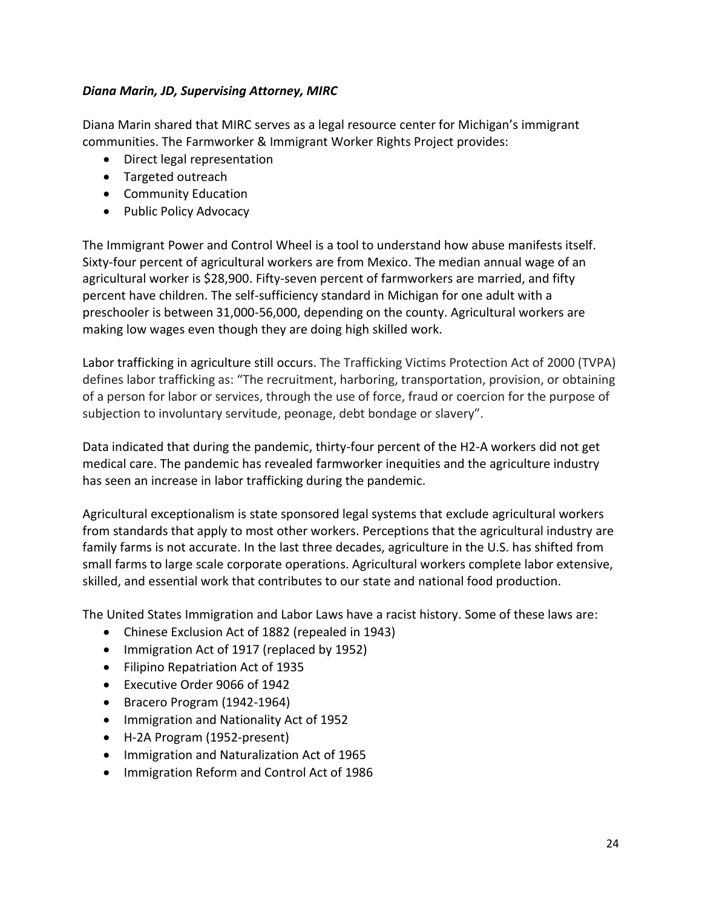***Diana Marin, JD, Supervising Attorney, MIRC***

Diana Marin shared that MIRC serves as a legal resource center for Michigan's immigrant communities. The Farmworker & Immigrant Worker Rights Project provides:

- Direct legal representation
- Targeted outreach
- Community Education
- Public Policy Advocacy

The Immigrant Power and Control Wheel is a tool to understand how abuse manifests itself. Sixty-four percent of agricultural workers are from Mexico. The median annual wage of an agricultural worker is $28,900. Fifty-seven percent of farmworkers are married, and fifty percent have children. The self-sufficiency standard in Michigan for one adult with a preschooler is between 31,000-56,000, depending on the county. Agricultural workers are making low wages even though they are doing high skilled work.

Labor trafficking in agriculture still occurs. The Trafficking Victims Protection Act of 2000 (TVPA) defines labor trafficking as: "The recruitment, harboring, transportation, provision, or obtaining of a person for labor or services, through the use of force, fraud or coercion for the purpose of subjection to involuntary servitude, peonage, debt bondage or slavery".

Data indicated that during the pandemic, thirty-four percent of the H2-A workers did not get medical care. The pandemic has revealed farmworker inequities and the agriculture industry has seen an increase in labor trafficking during the pandemic.

Agricultural exceptionalism is state sponsored legal systems that exclude agricultural workers from standards that apply to most other workers. Perceptions that the agricultural industry are family farms is not accurate. In the last three decades, agriculture in the U.S. has shifted from small farms to large scale corporate operations. Agricultural workers complete labor extensive, skilled, and essential work that contributes to our state and national food production.

The United States Immigration and Labor Laws have a racist history. Some of these laws are:

- Chinese Exclusion Act of 1882 (repealed in 1943)
- Immigration Act of 1917 (replaced by 1952)
- Filipino Repatriation Act of 1935
- Executive Order 9066 of 1942
- Bracero Program (1942-1964)
- Immigration and Nationality Act of 1952
- H-2A Program (1952-present)
- Immigration and Naturalization Act of 1965
- Immigration Reform and Control Act of 1986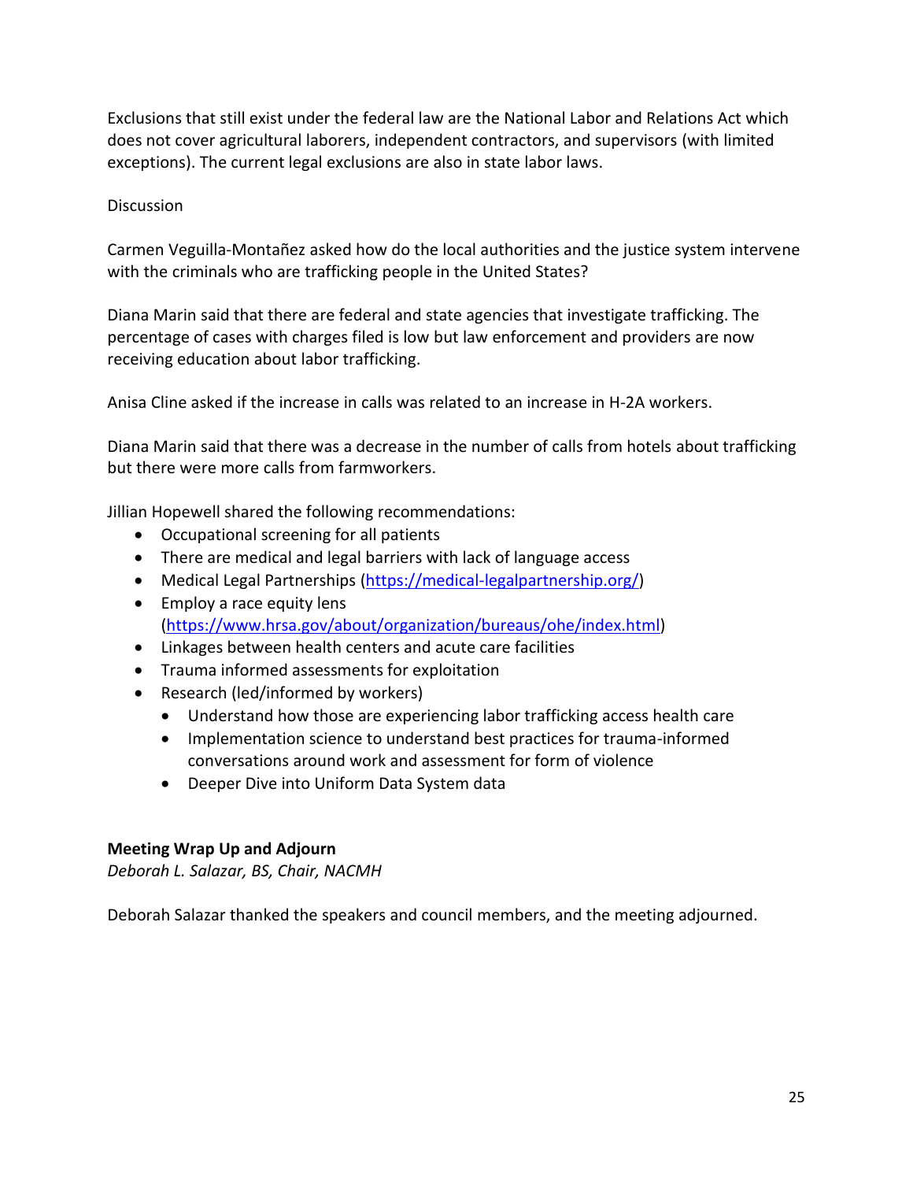Exclusions that still exist under the federal law are the National Labor and Relations Act which does not cover agricultural laborers, independent contractors, and supervisors (with limited exceptions). The current legal exclusions are also in state labor laws.

Discussion

Carmen Veguilla-Montañez asked how do the local authorities and the justice system intervene with the criminals who are trafficking people in the United States?

Diana Marin said that there are federal and state agencies that investigate trafficking. The percentage of cases with charges filed is low but law enforcement and providers are now receiving education about labor trafficking.

Anisa Cline asked if the increase in calls was related to an increase in H-2A workers.

Diana Marin said that there was a decrease in the number of calls from hotels about trafficking but there were more calls from farmworkers.

Jillian Hopewell shared the following recommendations:

- Occupational screening for all patients
- There are medical and legal barriers with lack of language access
- Medical Legal Partnerships (https://medical-legalpartnership.org/)
- Employ a race equity lens (https://www.hrsa.gov/about/organization/bureaus/ohe/index.html)
- Linkages between health centers and acute care facilities
- Trauma informed assessments for exploitation
- Research (led/informed by workers)
  - Understand how those are experiencing labor trafficking access health care
  - Implementation science to understand best practices for trauma-informed conversations around work and assessment for form of violence
  - Deeper Dive into Uniform Data System data

**Meeting Wrap Up and Adjourn**

*Deborah L. Salazar, BS, Chair, NACMH*

Deborah Salazar thanked the speakers and council members, and the meeting adjourned.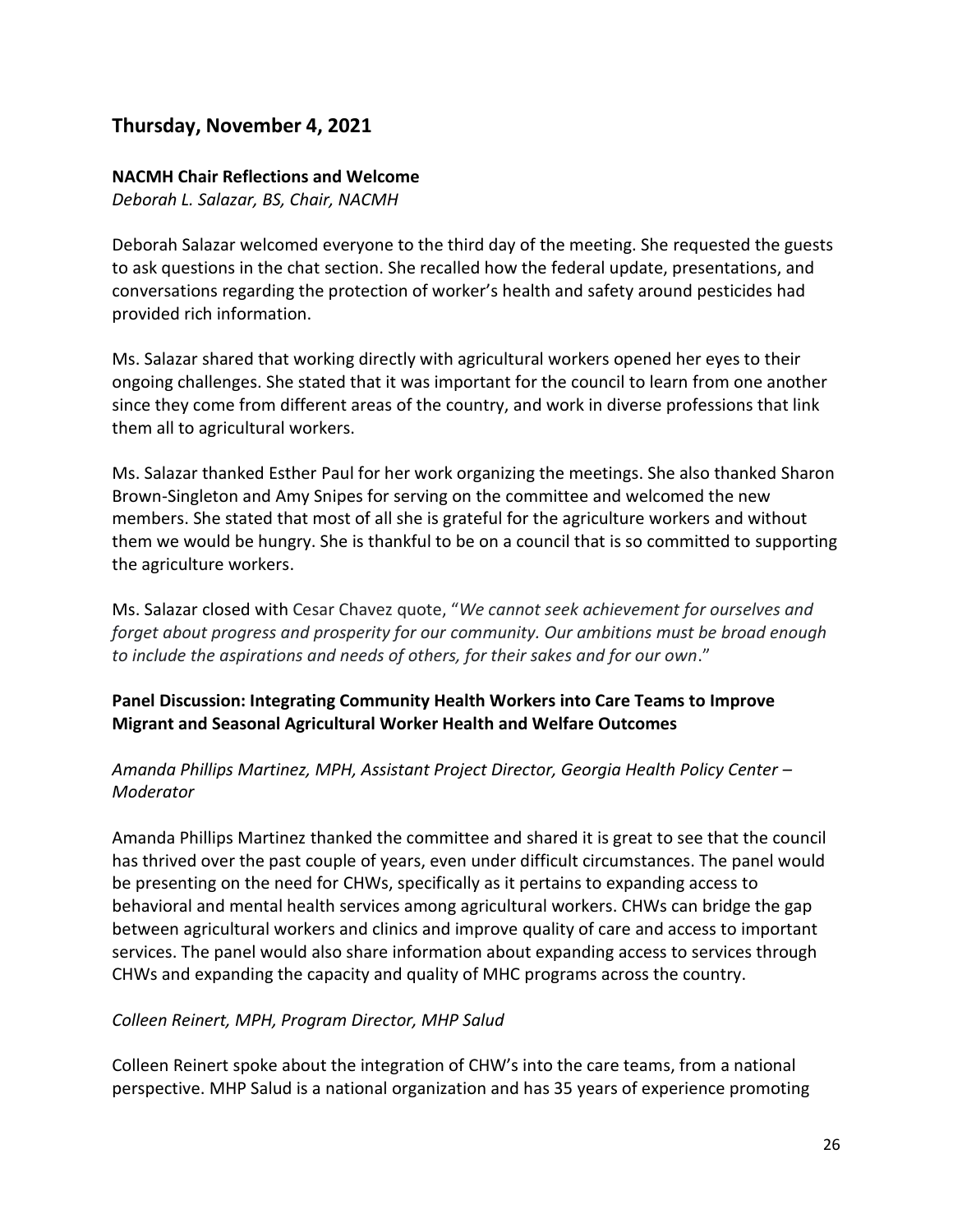## Thursday, November 4, 2021

**NACMH Chair Reflections and Welcome**

*Deborah L. Salazar, BS, Chair, NACMH*

Deborah Salazar welcomed everyone to the third day of the meeting. She requested the guests to ask questions in the chat section. She recalled how the federal update, presentations, and conversations regarding the protection of worker's health and safety around pesticides had provided rich information.

Ms. Salazar shared that working directly with agricultural workers opened her eyes to their ongoing challenges. She stated that it was important for the council to learn from one another since they come from different areas of the country, and work in diverse professions that link them all to agricultural workers.

Ms. Salazar thanked Esther Paul for her work organizing the meetings. She also thanked Sharon Brown-Singleton and Amy Snipes for serving on the committee and welcomed the new members. She stated that most of all she is grateful for the agriculture workers and without them we would be hungry. She is thankful to be on a council that is so committed to supporting the agriculture workers.

Ms. Salazar closed with Cesar Chavez quote, "*We cannot seek achievement for ourselves and forget about progress and prosperity for our community. Our ambitions must be broad enough to include the aspirations and needs of others, for their sakes and for our own*."

**Panel Discussion: Integrating Community Health Workers into Care Teams to Improve Migrant and Seasonal Agricultural Worker Health and Welfare Outcomes**

*Amanda Phillips Martinez, MPH, Assistant Project Director, Georgia Health Policy Center – Moderator*

Amanda Phillips Martinez thanked the committee and shared it is great to see that the council has thrived over the past couple of years, even under difficult circumstances. The panel would be presenting on the need for CHWs, specifically as it pertains to expanding access to behavioral and mental health services among agricultural workers. CHWs can bridge the gap between agricultural workers and clinics and improve quality of care and access to important services. The panel would also share information about expanding access to services through CHWs and expanding the capacity and quality of MHC programs across the country.

*Colleen Reinert, MPH, Program Director, MHP Salud*

Colleen Reinert spoke about the integration of CHW's into the care teams, from a national perspective. MHP Salud is a national organization and has 35 years of experience promoting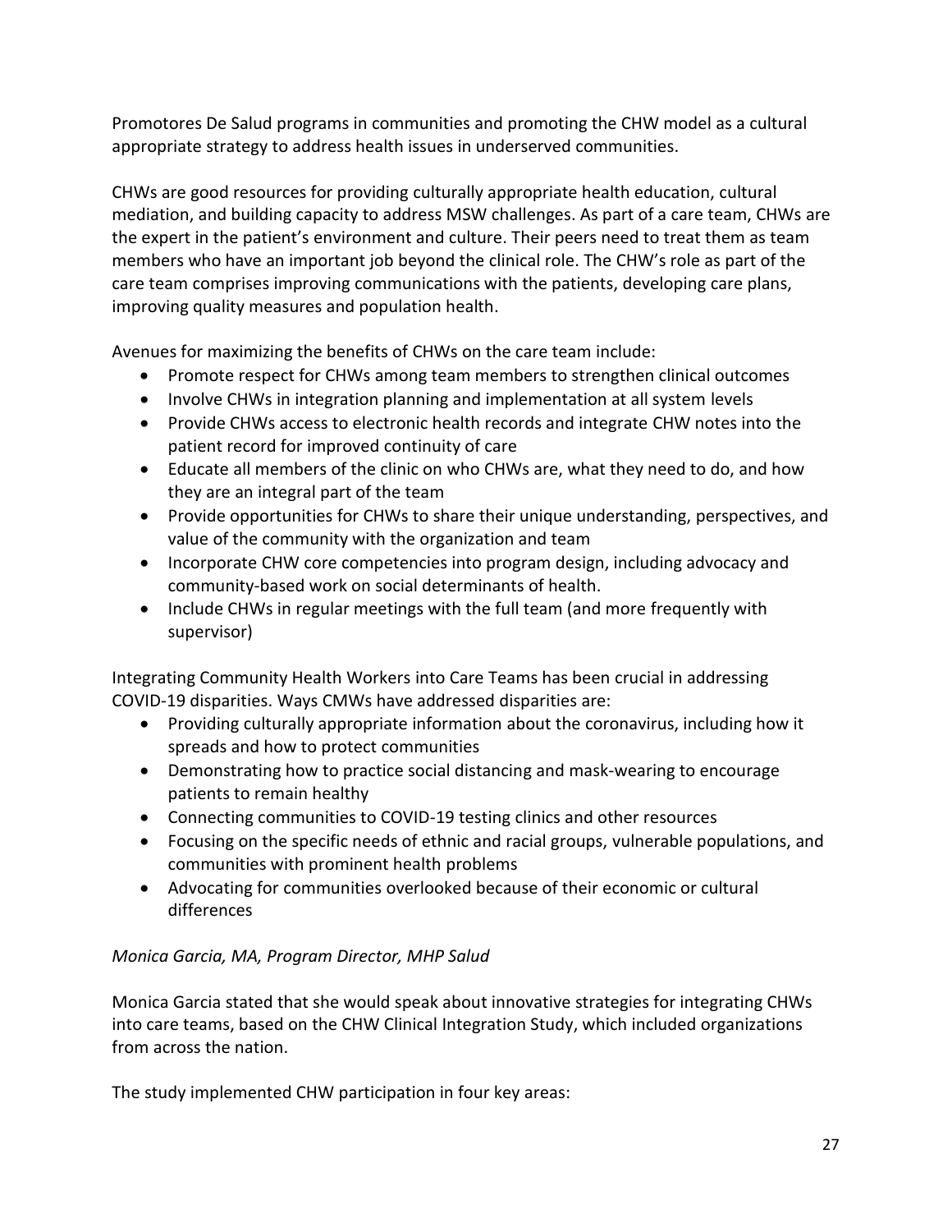Promotores De Salud programs in communities and promoting the CHW model as a cultural appropriate strategy to address health issues in underserved communities.

CHWs are good resources for providing culturally appropriate health education, cultural mediation, and building capacity to address MSW challenges. As part of a care team, CHWs are the expert in the patient's environment and culture. Their peers need to treat them as team members who have an important job beyond the clinical role. The CHW's role as part of the care team comprises improving communications with the patients, developing care plans, improving quality measures and population health.

Avenues for maximizing the benefits of CHWs on the care team include:

- Promote respect for CHWs among team members to strengthen clinical outcomes
- Involve CHWs in integration planning and implementation at all system levels
- Provide CHWs access to electronic health records and integrate CHW notes into the patient record for improved continuity of care
- Educate all members of the clinic on who CHWs are, what they need to do, and how they are an integral part of the team
- Provide opportunities for CHWs to share their unique understanding, perspectives, and value of the community with the organization and team
- Incorporate CHW core competencies into program design, including advocacy and community-based work on social determinants of health.
- Include CHWs in regular meetings with the full team (and more frequently with supervisor)

Integrating Community Health Workers into Care Teams has been crucial in addressing COVID-19 disparities. Ways CMWs have addressed disparities are:

- Providing culturally appropriate information about the coronavirus, including how it spreads and how to protect communities
- Demonstrating how to practice social distancing and mask-wearing to encourage patients to remain healthy
- Connecting communities to COVID-19 testing clinics and other resources
- Focusing on the specific needs of ethnic and racial groups, vulnerable populations, and communities with prominent health problems
- Advocating for communities overlooked because of their economic or cultural differences

*Monica Garcia, MA, Program Director, MHP Salud*

Monica Garcia stated that she would speak about innovative strategies for integrating CHWs into care teams, based on the CHW Clinical Integration Study, which included organizations from across the nation.

The study implemented CHW participation in four key areas: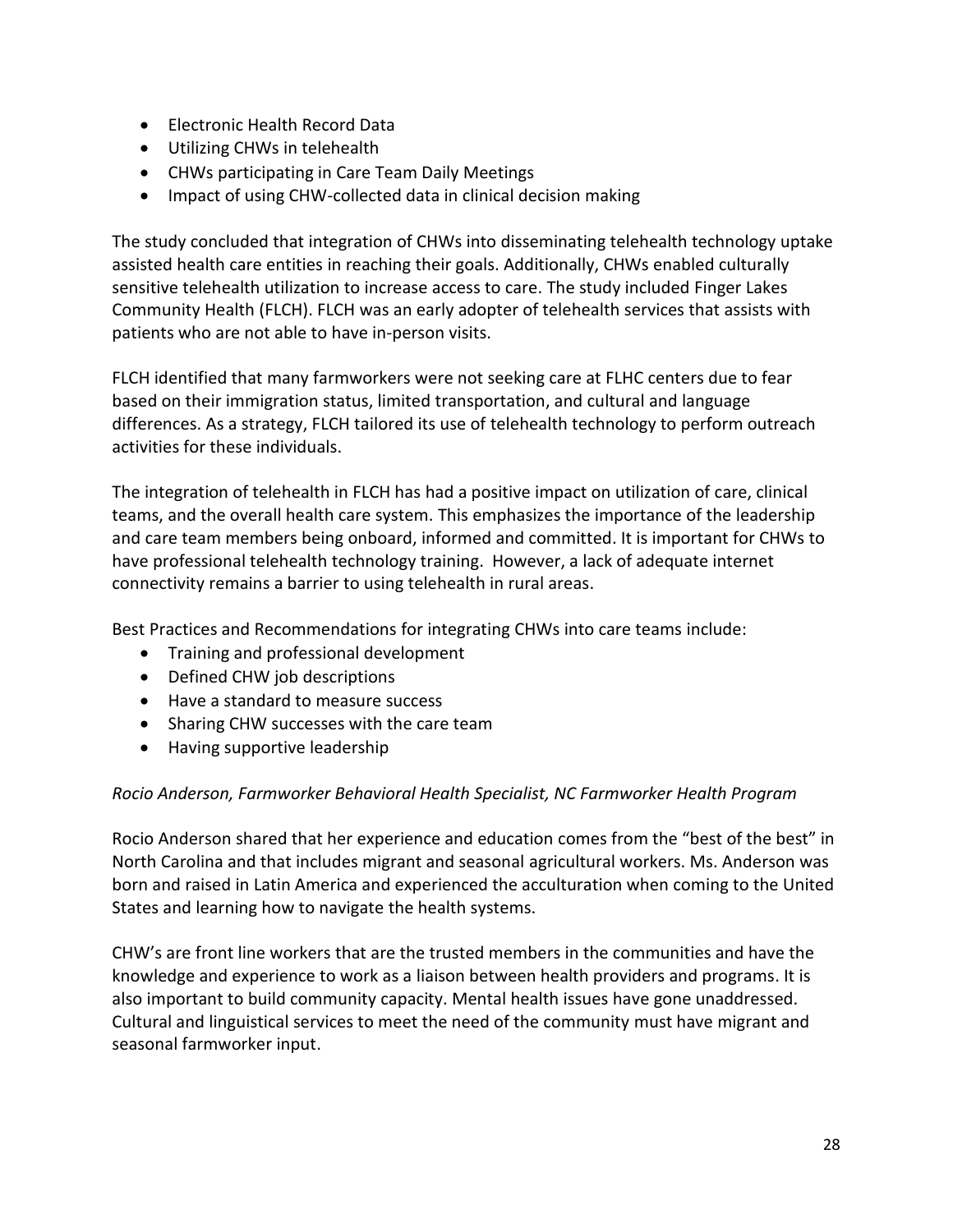- Electronic Health Record Data
- Utilizing CHWs in telehealth
- CHWs participating in Care Team Daily Meetings
- Impact of using CHW-collected data in clinical decision making

The study concluded that integration of CHWs into disseminating telehealth technology uptake assisted health care entities in reaching their goals. Additionally, CHWs enabled culturally sensitive telehealth utilization to increase access to care. The study included Finger Lakes Community Health (FLCH). FLCH was an early adopter of telehealth services that assists with patients who are not able to have in-person visits.

FLCH identified that many farmworkers were not seeking care at FLHC centers due to fear based on their immigration status, limited transportation, and cultural and language differences. As a strategy, FLCH tailored its use of telehealth technology to perform outreach activities for these individuals.

The integration of telehealth in FLCH has had a positive impact on utilization of care, clinical teams, and the overall health care system. This emphasizes the importance of the leadership and care team members being onboard, informed and committed. It is important for CHWs to have professional telehealth technology training. However, a lack of adequate internet connectivity remains a barrier to using telehealth in rural areas.

Best Practices and Recommendations for integrating CHWs into care teams include:

- Training and professional development
- Defined CHW job descriptions
- Have a standard to measure success
- Sharing CHW successes with the care team
- Having supportive leadership

*Rocio Anderson, Farmworker Behavioral Health Specialist, NC Farmworker Health Program*

Rocio Anderson shared that her experience and education comes from the "best of the best" in North Carolina and that includes migrant and seasonal agricultural workers. Ms. Anderson was born and raised in Latin America and experienced the acculturation when coming to the United States and learning how to navigate the health systems.

CHW's are front line workers that are the trusted members in the communities and have the knowledge and experience to work as a liaison between health providers and programs. It is also important to build community capacity. Mental health issues have gone unaddressed. Cultural and linguistical services to meet the need of the community must have migrant and seasonal farmworker input.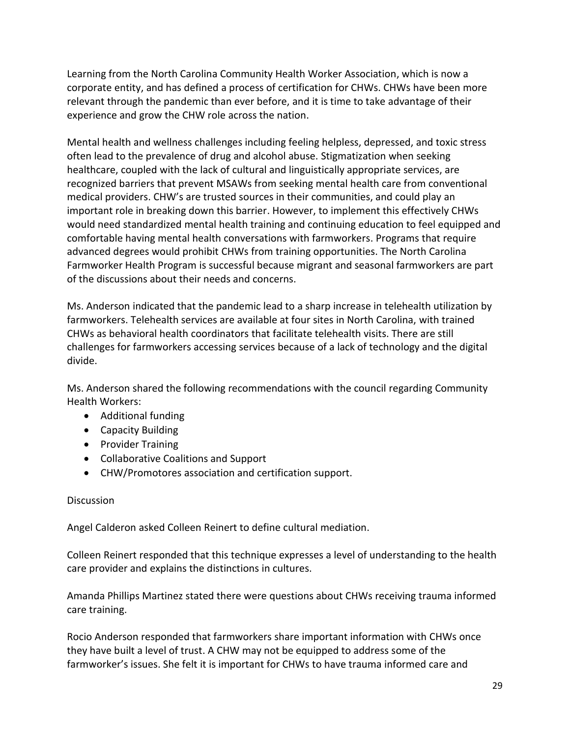Learning from the North Carolina Community Health Worker Association, which is now a corporate entity, and has defined a process of certification for CHWs. CHWs have been more relevant through the pandemic than ever before, and it is time to take advantage of their experience and grow the CHW role across the nation.

Mental health and wellness challenges including feeling helpless, depressed, and toxic stress often lead to the prevalence of drug and alcohol abuse. Stigmatization when seeking healthcare, coupled with the lack of cultural and linguistically appropriate services, are recognized barriers that prevent MSAWs from seeking mental health care from conventional medical providers. CHW's are trusted sources in their communities, and could play an important role in breaking down this barrier. However, to implement this effectively CHWs would need standardized mental health training and continuing education to feel equipped and comfortable having mental health conversations with farmworkers. Programs that require advanced degrees would prohibit CHWs from training opportunities. The North Carolina Farmworker Health Program is successful because migrant and seasonal farmworkers are part of the discussions about their needs and concerns.

Ms. Anderson indicated that the pandemic lead to a sharp increase in telehealth utilization by farmworkers. Telehealth services are available at four sites in North Carolina, with trained CHWs as behavioral health coordinators that facilitate telehealth visits. There are still challenges for farmworkers accessing services because of a lack of technology and the digital divide.

Ms. Anderson shared the following recommendations with the council regarding Community Health Workers:

- Additional funding
- Capacity Building
- Provider Training
- Collaborative Coalitions and Support
- CHW/Promotores association and certification support.

Discussion

Angel Calderon asked Colleen Reinert to define cultural mediation.

Colleen Reinert responded that this technique expresses a level of understanding to the health care provider and explains the distinctions in cultures.

Amanda Phillips Martinez stated there were questions about CHWs receiving trauma informed care training.

Rocio Anderson responded that farmworkers share important information with CHWs once they have built a level of trust. A CHW may not be equipped to address some of the farmworker's issues. She felt it is important for CHWs to have trauma informed care and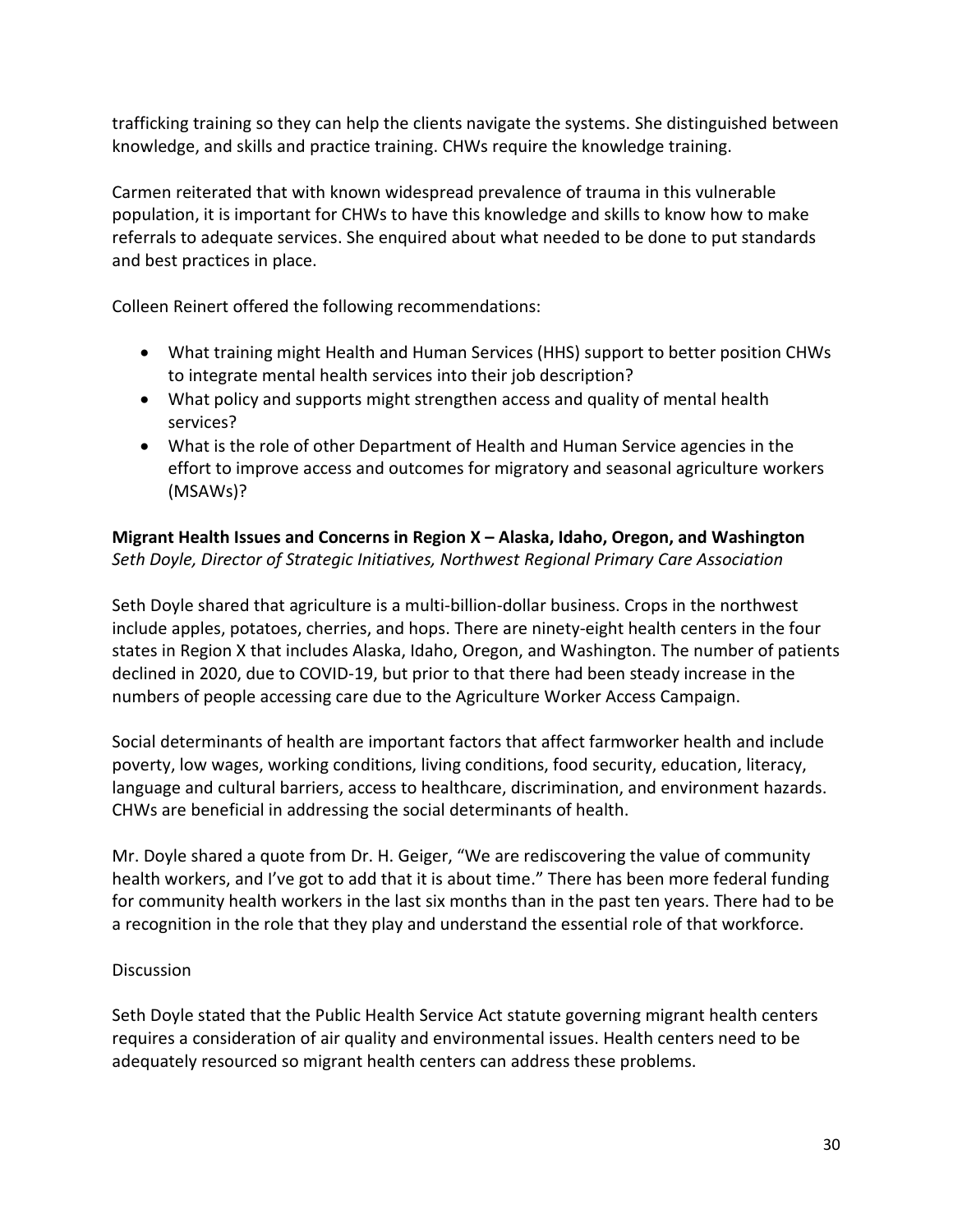trafficking training so they can help the clients navigate the systems. She distinguished between knowledge, and skills and practice training. CHWs require the knowledge training.

Carmen reiterated that with known widespread prevalence of trauma in this vulnerable population, it is important for CHWs to have this knowledge and skills to know how to make referrals to adequate services. She enquired about what needed to be done to put standards and best practices in place.

Colleen Reinert offered the following recommendations:

- What training might Health and Human Services (HHS) support to better position CHWs to integrate mental health services into their job description?
- What policy and supports might strengthen access and quality of mental health services?
- What is the role of other Department of Health and Human Service agencies in the effort to improve access and outcomes for migratory and seasonal agriculture workers (MSAWs)?

**Migrant Health Issues and Concerns in Region X – Alaska, Idaho, Oregon, and Washington**
*Seth Doyle, Director of Strategic Initiatives, Northwest Regional Primary Care Association*

Seth Doyle shared that agriculture is a multi-billion-dollar business. Crops in the northwest include apples, potatoes, cherries, and hops. There are ninety-eight health centers in the four states in Region X that includes Alaska, Idaho, Oregon, and Washington. The number of patients declined in 2020, due to COVID-19, but prior to that there had been steady increase in the numbers of people accessing care due to the Agriculture Worker Access Campaign.

Social determinants of health are important factors that affect farmworker health and include poverty, low wages, working conditions, living conditions, food security, education, literacy, language and cultural barriers, access to healthcare, discrimination, and environment hazards. CHWs are beneficial in addressing the social determinants of health.

Mr. Doyle shared a quote from Dr. H. Geiger, "We are rediscovering the value of community health workers, and I've got to add that it is about time." There has been more federal funding for community health workers in the last six months than in the past ten years. There had to be a recognition in the role that they play and understand the essential role of that workforce.

Discussion

Seth Doyle stated that the Public Health Service Act statute governing migrant health centers requires a consideration of air quality and environmental issues. Health centers need to be adequately resourced so migrant health centers can address these problems.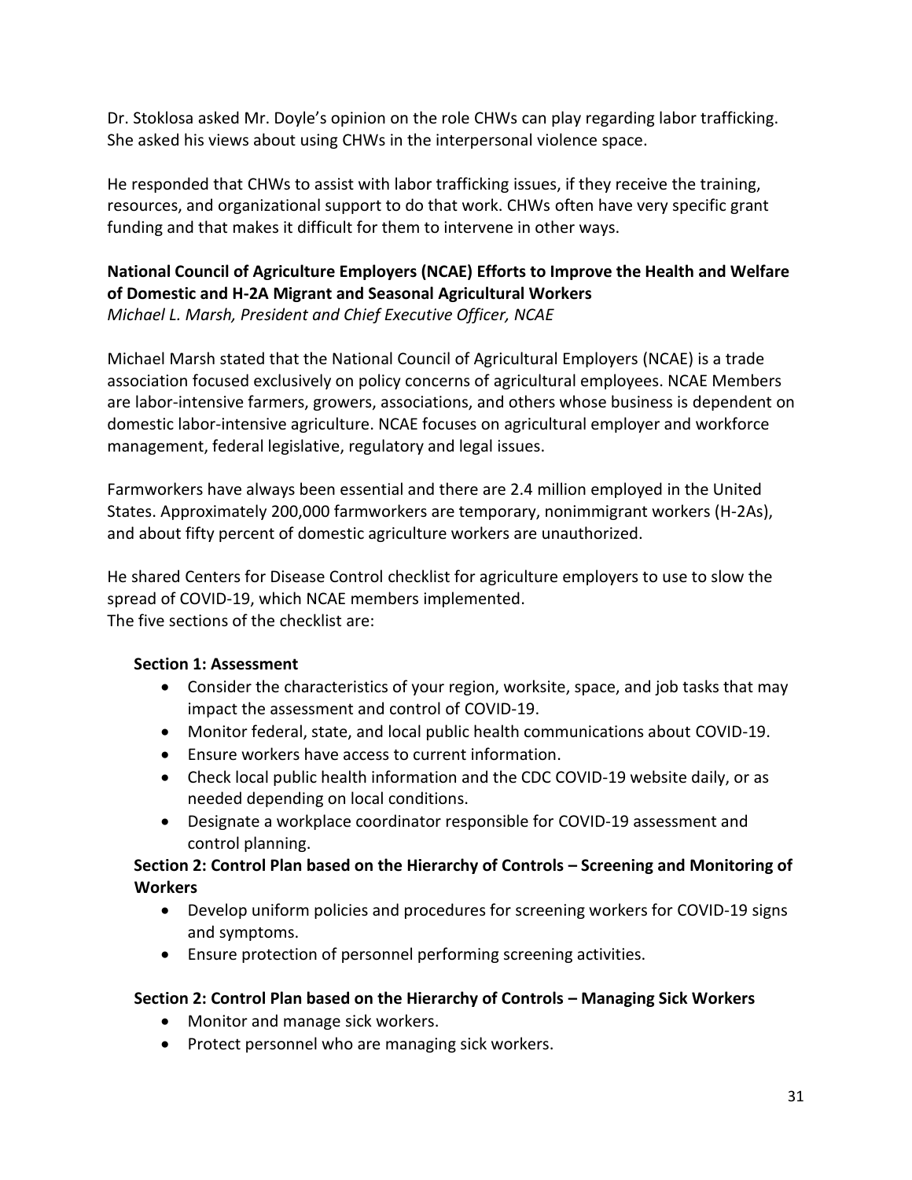Dr. Stoklosa asked Mr. Doyle's opinion on the role CHWs can play regarding labor trafficking. She asked his views about using CHWs in the interpersonal violence space.

He responded that CHWs to assist with labor trafficking issues, if they receive the training, resources, and organizational support to do that work. CHWs often have very specific grant funding and that makes it difficult for them to intervene in other ways.

**National Council of Agriculture Employers (NCAE) Efforts to Improve the Health and Welfare of Domestic and H-2A Migrant and Seasonal Agricultural Workers**
*Michael L. Marsh, President and Chief Executive Officer, NCAE*

Michael Marsh stated that the National Council of Agricultural Employers (NCAE) is a trade association focused exclusively on policy concerns of agricultural employees. NCAE Members are labor-intensive farmers, growers, associations, and others whose business is dependent on domestic labor-intensive agriculture. NCAE focuses on agricultural employer and workforce management, federal legislative, regulatory and legal issues.

Farmworkers have always been essential and there are 2.4 million employed in the United States. Approximately 200,000 farmworkers are temporary, nonimmigrant workers (H-2As), and about fifty percent of domestic agriculture workers are unauthorized.

He shared Centers for Disease Control checklist for agriculture employers to use to slow the spread of COVID-19, which NCAE members implemented.
The five sections of the checklist are:

**Section 1: Assessment**

- Consider the characteristics of your region, worksite, space, and job tasks that may impact the assessment and control of COVID-19.
- Monitor federal, state, and local public health communications about COVID-19.
- Ensure workers have access to current information.
- Check local public health information and the CDC COVID-19 website daily, or as needed depending on local conditions.
- Designate a workplace coordinator responsible for COVID-19 assessment and control planning.

**Section 2: Control Plan based on the Hierarchy of Controls – Screening and Monitoring of Workers**

- Develop uniform policies and procedures for screening workers for COVID-19 signs and symptoms.
- Ensure protection of personnel performing screening activities.

**Section 2: Control Plan based on the Hierarchy of Controls – Managing Sick Workers**

- Monitor and manage sick workers.
- Protect personnel who are managing sick workers.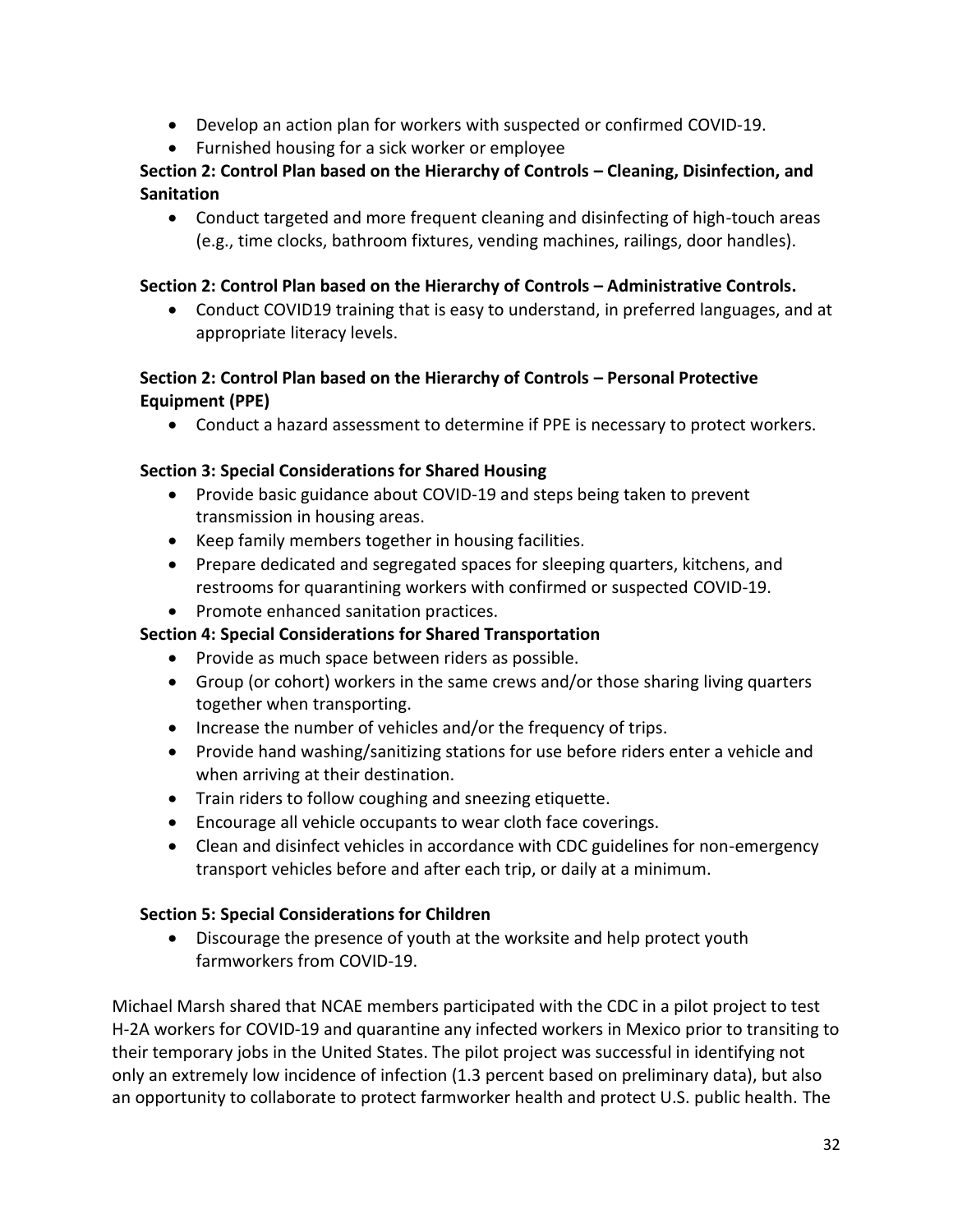- Develop an action plan for workers with suspected or confirmed COVID-19.
- Furnished housing for a sick worker or employee

**Section 2: Control Plan based on the Hierarchy of Controls – Cleaning, Disinfection, and Sanitation**

- Conduct targeted and more frequent cleaning and disinfecting of high-touch areas (e.g., time clocks, bathroom fixtures, vending machines, railings, door handles).

**Section 2: Control Plan based on the Hierarchy of Controls – Administrative Controls.**

- Conduct COVID19 training that is easy to understand, in preferred languages, and at appropriate literacy levels.

**Section 2: Control Plan based on the Hierarchy of Controls – Personal Protective Equipment (PPE)**

- Conduct a hazard assessment to determine if PPE is necessary to protect workers.

**Section 3: Special Considerations for Shared Housing**

- Provide basic guidance about COVID-19 and steps being taken to prevent transmission in housing areas.
- Keep family members together in housing facilities.
- Prepare dedicated and segregated spaces for sleeping quarters, kitchens, and restrooms for quarantining workers with confirmed or suspected COVID-19.
- Promote enhanced sanitation practices.

**Section 4: Special Considerations for Shared Transportation**

- Provide as much space between riders as possible.
- Group (or cohort) workers in the same crews and/or those sharing living quarters together when transporting.
- Increase the number of vehicles and/or the frequency of trips.
- Provide hand washing/sanitizing stations for use before riders enter a vehicle and when arriving at their destination.
- Train riders to follow coughing and sneezing etiquette.
- Encourage all vehicle occupants to wear cloth face coverings.
- Clean and disinfect vehicles in accordance with CDC guidelines for non-emergency transport vehicles before and after each trip, or daily at a minimum.

**Section 5: Special Considerations for Children**

- Discourage the presence of youth at the worksite and help protect youth farmworkers from COVID-19.

Michael Marsh shared that NCAE members participated with the CDC in a pilot project to test H-2A workers for COVID-19 and quarantine any infected workers in Mexico prior to transiting to their temporary jobs in the United States. The pilot project was successful in identifying not only an extremely low incidence of infection (1.3 percent based on preliminary data), but also an opportunity to collaborate to protect farmworker health and protect U.S. public health. The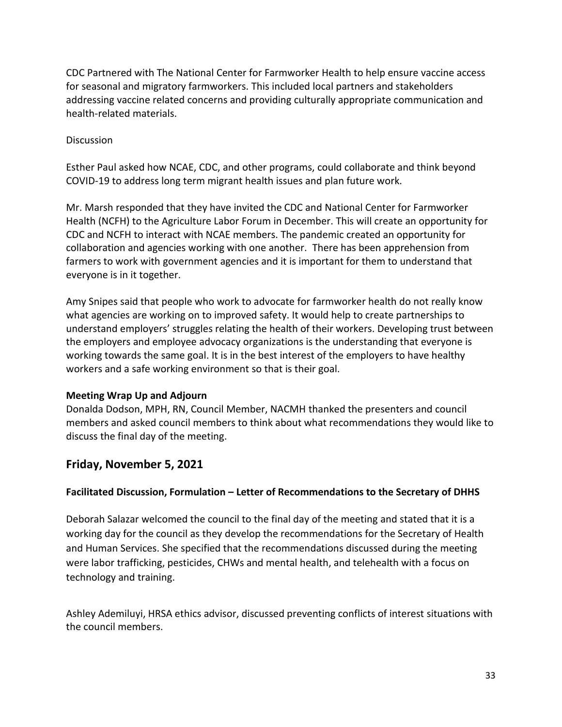CDC Partnered with The National Center for Farmworker Health to help ensure vaccine access for seasonal and migratory farmworkers. This included local partners and stakeholders addressing vaccine related concerns and providing culturally appropriate communication and health-related materials.

Discussion

Esther Paul asked how NCAE, CDC, and other programs, could collaborate and think beyond COVID-19 to address long term migrant health issues and plan future work.

Mr. Marsh responded that they have invited the CDC and National Center for Farmworker Health (NCFH) to the Agriculture Labor Forum in December. This will create an opportunity for CDC and NCFH to interact with NCAE members. The pandemic created an opportunity for collaboration and agencies working with one another. There has been apprehension from farmers to work with government agencies and it is important for them to understand that everyone is in it together.

Amy Snipes said that people who work to advocate for farmworker health do not really know what agencies are working on to improved safety. It would help to create partnerships to understand employers' struggles relating the health of their workers. Developing trust between the employers and employee advocacy organizations is the understanding that everyone is working towards the same goal. It is in the best interest of the employers to have healthy workers and a safe working environment so that is their goal.

**Meeting Wrap Up and Adjourn**
Donalda Dodson, MPH, RN, Council Member, NACMH thanked the presenters and council members and asked council members to think about what recommendations they would like to discuss the final day of the meeting.

## Friday, November 5, 2021

### Facilitated Discussion, Formulation – Letter of Recommendations to the Secretary of DHHS

Deborah Salazar welcomed the council to the final day of the meeting and stated that it is a working day for the council as they develop the recommendations for the Secretary of Health and Human Services. She specified that the recommendations discussed during the meeting were labor trafficking, pesticides, CHWs and mental health, and telehealth with a focus on technology and training.

Ashley Ademiluyi, HRSA ethics advisor, discussed preventing conflicts of interest situations with the council members.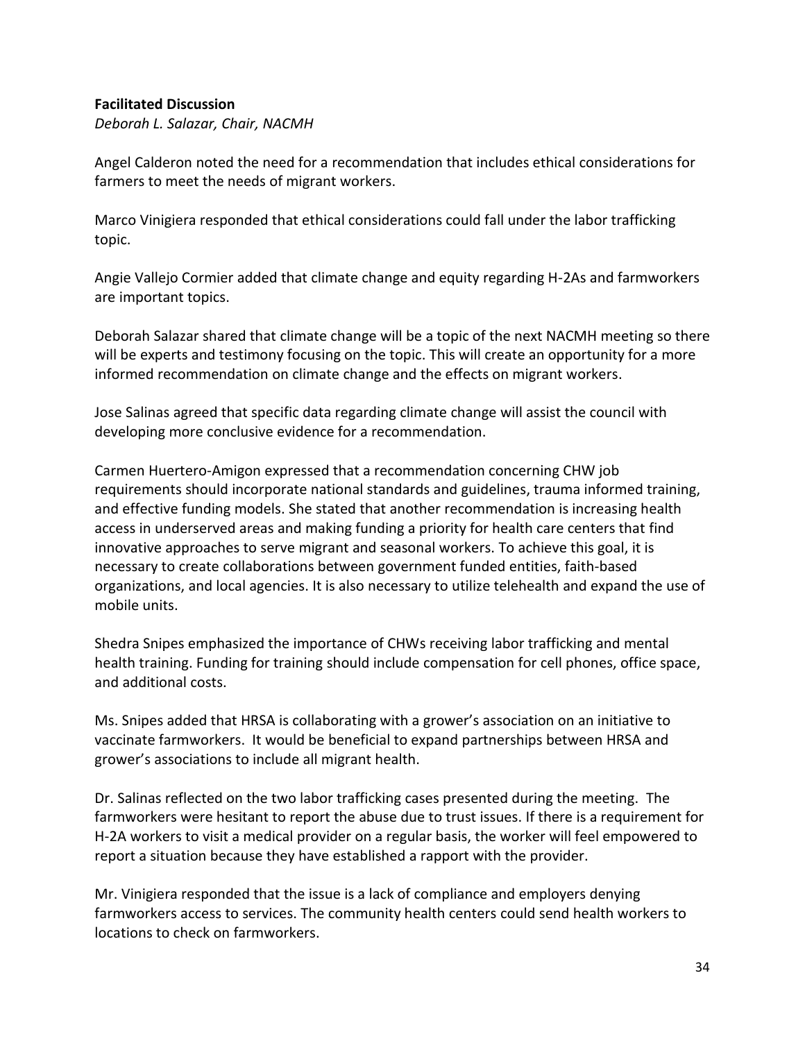**Facilitated Discussion**

*Deborah L. Salazar, Chair, NACMH*

Angel Calderon noted the need for a recommendation that includes ethical considerations for farmers to meet the needs of migrant workers.

Marco Vinigiera responded that ethical considerations could fall under the labor trafficking topic.

Angie Vallejo Cormier added that climate change and equity regarding H-2As and farmworkers are important topics.

Deborah Salazar shared that climate change will be a topic of the next NACMH meeting so there will be experts and testimony focusing on the topic. This will create an opportunity for a more informed recommendation on climate change and the effects on migrant workers.

Jose Salinas agreed that specific data regarding climate change will assist the council with developing more conclusive evidence for a recommendation.

Carmen Huertero-Amigon expressed that a recommendation concerning CHW job requirements should incorporate national standards and guidelines, trauma informed training, and effective funding models. She stated that another recommendation is increasing health access in underserved areas and making funding a priority for health care centers that find innovative approaches to serve migrant and seasonal workers. To achieve this goal, it is necessary to create collaborations between government funded entities, faith-based organizations, and local agencies. It is also necessary to utilize telehealth and expand the use of mobile units.

Shedra Snipes emphasized the importance of CHWs receiving labor trafficking and mental health training. Funding for training should include compensation for cell phones, office space, and additional costs.

Ms. Snipes added that HRSA is collaborating with a grower's association on an initiative to vaccinate farmworkers. It would be beneficial to expand partnerships between HRSA and grower's associations to include all migrant health.

Dr. Salinas reflected on the two labor trafficking cases presented during the meeting. The farmworkers were hesitant to report the abuse due to trust issues. If there is a requirement for H-2A workers to visit a medical provider on a regular basis, the worker will feel empowered to report a situation because they have established a rapport with the provider.

Mr. Vinigiera responded that the issue is a lack of compliance and employers denying farmworkers access to services. The community health centers could send health workers to locations to check on farmworkers.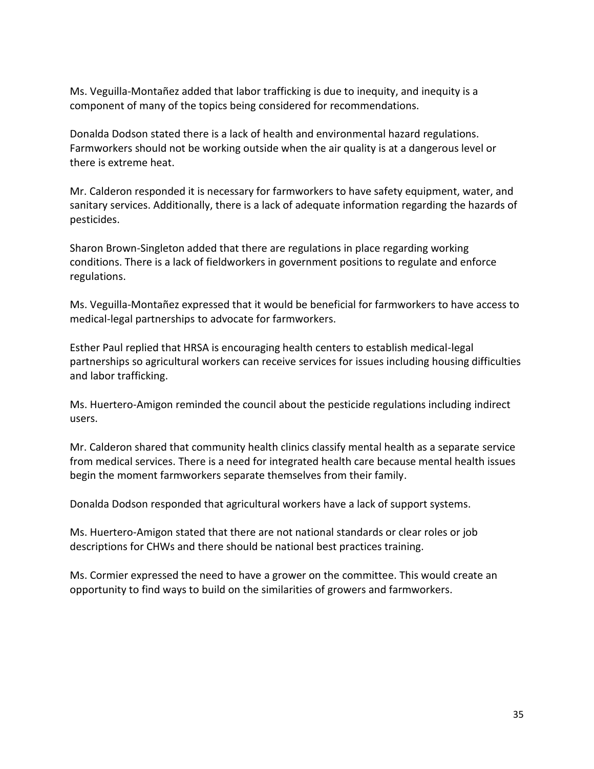Ms. Veguilla-Montañez added that labor trafficking is due to inequity, and inequity is a component of many of the topics being considered for recommendations.

Donalda Dodson stated there is a lack of health and environmental hazard regulations. Farmworkers should not be working outside when the air quality is at a dangerous level or there is extreme heat.

Mr. Calderon responded it is necessary for farmworkers to have safety equipment, water, and sanitary services. Additionally, there is a lack of adequate information regarding the hazards of pesticides.

Sharon Brown-Singleton added that there are regulations in place regarding working conditions. There is a lack of fieldworkers in government positions to regulate and enforce regulations.

Ms. Veguilla-Montañez expressed that it would be beneficial for farmworkers to have access to medical-legal partnerships to advocate for farmworkers.

Esther Paul replied that HRSA is encouraging health centers to establish medical-legal partnerships so agricultural workers can receive services for issues including housing difficulties and labor trafficking.

Ms. Huertero-Amigon reminded the council about the pesticide regulations including indirect users.

Mr. Calderon shared that community health clinics classify mental health as a separate service from medical services. There is a need for integrated health care because mental health issues begin the moment farmworkers separate themselves from their family.

Donalda Dodson responded that agricultural workers have a lack of support systems.

Ms. Huertero-Amigon stated that there are not national standards or clear roles or job descriptions for CHWs and there should be national best practices training.

Ms. Cormier expressed the need to have a grower on the committee. This would create an opportunity to find ways to build on the similarities of growers and farmworkers.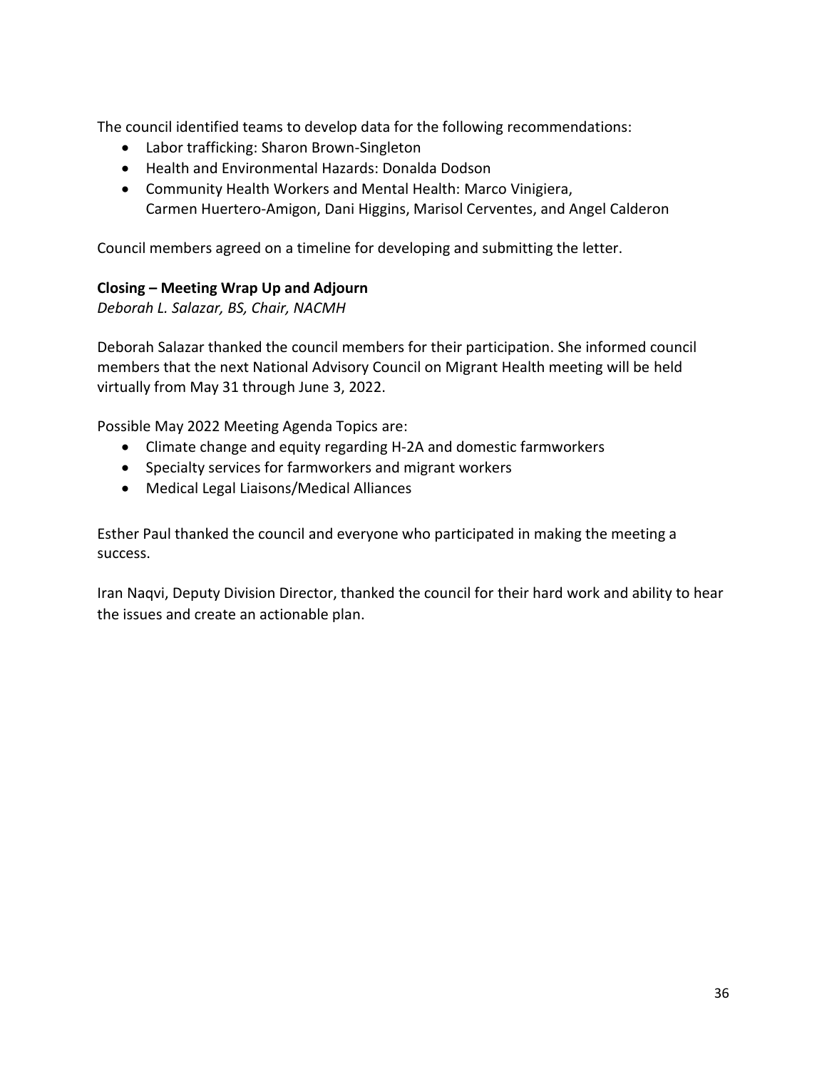The council identified teams to develop data for the following recommendations:

- Labor trafficking: Sharon Brown-Singleton
- Health and Environmental Hazards: Donalda Dodson
- Community Health Workers and Mental Health: Marco Vinigiera, Carmen Huertero-Amigon, Dani Higgins, Marisol Cerventes, and Angel Calderon

Council members agreed on a timeline for developing and submitting the letter.

**Closing – Meeting Wrap Up and Adjourn**

*Deborah L. Salazar, BS, Chair, NACMH*

Deborah Salazar thanked the council members for their participation. She informed council members that the next National Advisory Council on Migrant Health meeting will be held virtually from May 31 through June 3, 2022.

Possible May 2022 Meeting Agenda Topics are:

- Climate change and equity regarding H-2A and domestic farmworkers
- Specialty services for farmworkers and migrant workers
- Medical Legal Liaisons/Medical Alliances

Esther Paul thanked the council and everyone who participated in making the meeting a success.

Iran Naqvi, Deputy Division Director, thanked the council for their hard work and ability to hear the issues and create an actionable plan.